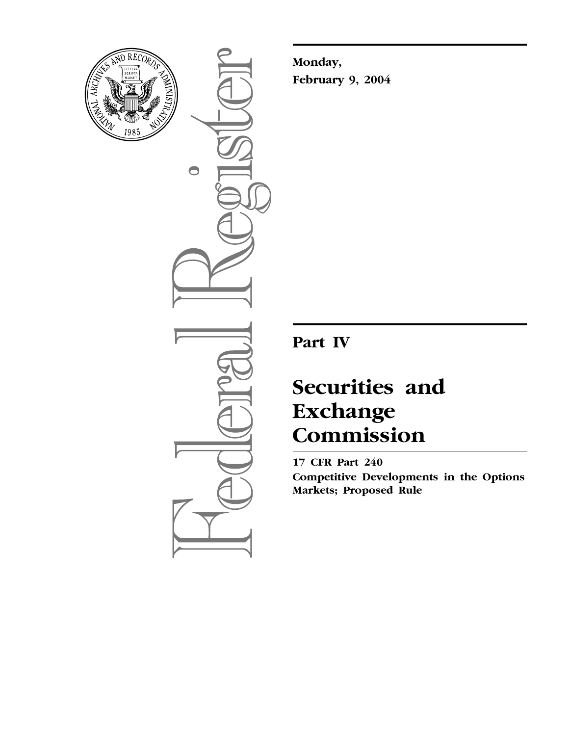**Monday,**
**February 9, 2004**

# Part IV

# Securities and Exchange Commission

**17 CFR Part 240**
**Competitive Developments in the Options Markets; Proposed Rule**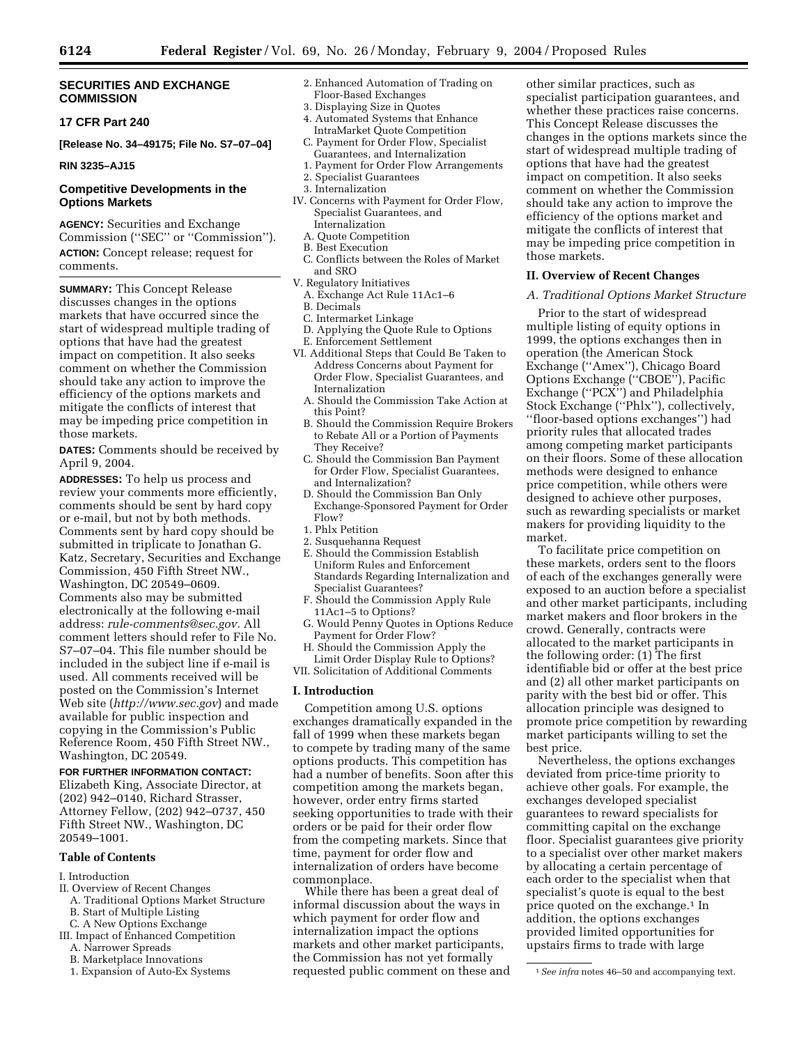## SECURITIES AND EXCHANGE COMMISSION

### 17 CFR Part 240

**[Release No. 34–49175; File No. S7–07–04]**

**RIN 3235–AJ15**

## Competitive Developments in the Options Markets

**AGENCY:** Securities and Exchange Commission (''SEC'' or ''Commission'').

**ACTION:** Concept release; request for comments.

**SUMMARY:** This Concept Release discusses changes in the options markets that have occurred since the start of widespread multiple trading of options that have had the greatest impact on competition. It also seeks comment on whether the Commission should take any action to improve the efficiency of the options markets and mitigate the conflicts of interest that may be impeding price competition in those markets.

**DATES:** Comments should be received by April 9, 2004.

**ADDRESSES:** To help us process and review your comments more efficiently, comments should be sent by hard copy or e-mail, but not by both methods. Comments sent by hard copy should be submitted in triplicate to Jonathan G. Katz, Secretary, Securities and Exchange Commission, 450 Fifth Street NW., Washington, DC 20549–0609. Comments also may be submitted electronically at the following e-mail address: *rule-comments@sec.gov*. All comment letters should refer to File No. S7–07–04. This file number should be included in the subject line if e-mail is used. All comments received will be posted on the Commission's Internet Web site (*http://www.sec.gov*) and made available for public inspection and copying in the Commission's Public Reference Room, 450 Fifth Street NW., Washington, DC 20549.

**FOR FURTHER INFORMATION CONTACT:** Elizabeth King, Associate Director, at (202) 942–0140, Richard Strasser, Attorney Fellow, (202) 942–0737, 450 Fifth Street NW., Washington, DC 20549–1001.

### Table of Contents

I. Introduction
II. Overview of Recent Changes
  A. Traditional Options Market Structure
  B. Start of Multiple Listing
  C. A New Options Exchange
III. Impact of Enhanced Competition
  A. Narrower Spreads
  B. Marketplace Innovations
  1. Expansion of Auto-Ex Systems
  2. Enhanced Automation of Trading on Floor-Based Exchanges
  3. Displaying Size in Quotes
  4. Automated Systems that Enhance IntraMarket Quote Competition
  C. Payment for Order Flow, Specialist Guarantees, and Internalization
  1. Payment for Order Flow Arrangements
  2. Specialist Guarantees
  3. Internalization
IV. Concerns with Payment for Order Flow, Specialist Guarantees, and Internalization
  A. Quote Competition
  B. Best Execution
  C. Conflicts between the Roles of Market and SRO
V. Regulatory Initiatives
  A. Exchange Act Rule 11Ac1–6
  B. Decimals
  C. Intermarket Linkage
  D. Applying the Quote Rule to Options
  E. Enforcement Settlement
VI. Additional Steps that Could Be Taken to Address Concerns about Payment for Order Flow, Specialist Guarantees, and Internalization
  A. Should the Commission Take Action at this Point?
  B. Should the Commission Require Brokers to Rebate All or a Portion of Payments They Receive?
  C. Should the Commission Ban Payment for Order Flow, Specialist Guarantees, and Internalization?
  D. Should the Commission Ban Only Exchange-Sponsored Payment for Order Flow?
  1. Phlx Petition
  2. Susquehanna Request
  E. Should the Commission Establish Uniform Rules and Enforcement Standards Regarding Internalization and Specialist Guarantees?
  F. Should the Commission Apply Rule 11Ac1–5 to Options?
  G. Would Penny Quotes in Options Reduce Payment for Order Flow?
  H. Should the Commission Apply the Limit Order Display Rule to Options?
VII. Solicitation of Additional Comments

### I. Introduction

Competition among U.S. options exchanges dramatically expanded in the fall of 1999 when these markets began to compete by trading many of the same options products. This competition has had a number of benefits. Soon after this competition among the markets began, however, order entry firms started seeking opportunities to trade with their orders or be paid for their order flow from the competing markets. Since that time, payment for order flow and internalization of orders have become commonplace.

While there has been a great deal of informal discussion about the ways in which payment for order flow and internalization impact the options markets and other market participants, the Commission has not yet formally requested public comment on these and other similar practices, such as specialist participation guarantees, and whether these practices raise concerns. This Concept Release discusses the changes in the options markets since the start of widespread multiple trading of options that have had the greatest impact on competition. It also seeks comment on whether the Commission should take any action to improve the efficiency of the options markets and mitigate the conflicts of interest that may be impeding price competition in those markets.

### II. Overview of Recent Changes

#### *A. Traditional Options Market Structure*

Prior to the start of widespread multiple listing of equity options in 1999, the options exchanges then in operation (the American Stock Exchange (''Amex''), Chicago Board Options Exchange (''CBOE''), Pacific Exchange (''PCX'') and Philadelphia Stock Exchange (''Phlx''), collectively, ''floor-based options exchanges'') had priority rules that allocated trades among competing market participants on their floors. Some of these allocation methods were designed to enhance price competition, while others were designed to achieve other purposes, such as rewarding specialists or market makers for providing liquidity to the market.

To facilitate price competition on these markets, orders sent to the floors of each of the exchanges generally were exposed to an auction before a specialist and other market participants, including market makers and floor brokers in the crowd. Generally, contracts were allocated to the market participants in the following order: (1) The first identifiable bid or offer at the best price and (2) all other market participants on parity with the best bid or offer. This allocation principle was designed to promote price competition by rewarding market participants willing to set the best price.

Nevertheless, the options exchanges deviated from price-time priority to achieve other goals. For example, the exchanges developed specialist guarantees to reward specialists for committing capital on the exchange floor. Specialist guarantees give priority to a specialist over other market makers by allocating a certain percentage of each order to the specialist when that specialist's quote is equal to the best price quoted on the exchange.[1] In addition, the options exchanges provided limited opportunities for upstairs firms to trade with large

[1] *See infra* notes 46–50 and accompanying text.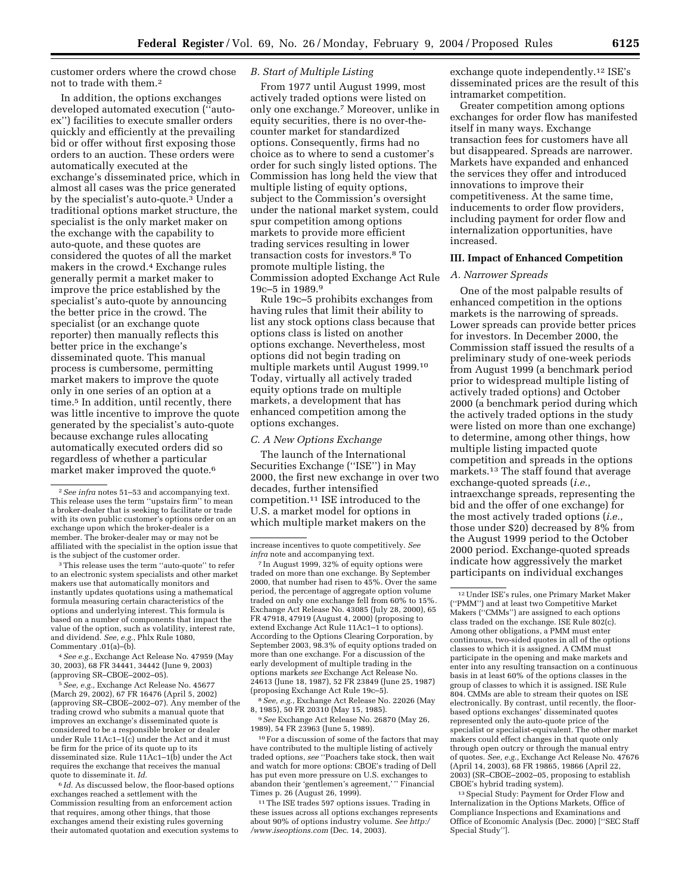customer orders where the crowd chose not to trade with them.[2]

In addition, the options exchanges developed automated execution (''auto-ex'') facilities to execute smaller orders quickly and efficiently at the prevailing bid or offer without first exposing those orders to an auction. These orders were automatically executed at the exchange's disseminated price, which in almost all cases was the price generated by the specialist's auto-quote.[3] Under a traditional options market structure, the specialist is the only market maker on the exchange with the capability to auto-quote, and these quotes are considered the quotes of all the market makers in the crowd.[4] Exchange rules generally permit a market maker to improve the price established by the specialist's auto-quote by announcing the better price in the crowd. The specialist (or an exchange quote reporter) then manually reflects this better price in the exchange's disseminated quote. This manual process is cumbersome, permitting market makers to improve the quote only in one series of an option at a time.[5] In addition, until recently, there was little incentive to improve the quote generated by the specialist's auto-quote because exchange rules allocating automatically executed orders did so regardless of whether a particular market maker improved the quote.[6]

### B. Start of Multiple Listing

From 1977 until August 1999, most actively traded options were listed on only one exchange.[7] Moreover, unlike in equity securities, there is no over-the-counter market for standardized options. Consequently, firms had no choice as to where to send a customer's order for such singly listed options. The Commission has long held the view that multiple listing of equity options, subject to the Commission's oversight under the national market system, could spur competition among options markets to provide more efficient trading services resulting in lower transaction costs for investors.[8] To promote multiple listing, the Commission adopted Exchange Act Rule 19c–5 in 1989.[9]

Rule 19c–5 prohibits exchanges from having rules that limit their ability to list any stock options class because that options class is listed on another options exchange. Nevertheless, most options did not begin trading on multiple markets until August 1999.[10] Today, virtually all actively traded equity options trade on multiple markets, a development that has enhanced competition among the options exchanges.

### C. A New Options Exchange

The launch of the International Securities Exchange (''ISE'') in May 2000, the first new exchange in over two decades, further intensified competition.[11] ISE introduced to the U.S. a market model for options in which multiple market makers on the exchange quote independently.[12] ISE's disseminated prices are the result of this intramarket competition.

Greater competition among options exchanges for order flow has manifested itself in many ways. Exchange transaction fees for customers have all but disappeared. Spreads are narrower. Markets have expanded and enhanced the services they offer and introduced innovations to improve their competitiveness. At the same time, inducements to order flow providers, including payment for order flow and internalization opportunities, have increased.

## III. Impact of Enhanced Competition

### A. Narrower Spreads

One of the most palpable results of enhanced competition in the options markets is the narrowing of spreads. Lower spreads can provide better prices for investors. In December 2000, the Commission staff issued the results of a preliminary study of one-week periods from August 1999 (a benchmark period prior to widespread multiple listing of actively traded options) and October 2000 (a benchmark period during which the actively traded options in the study were listed on more than one exchange) to determine, among other things, how multiple listing impacted quote competition and spreads in the options markets.[13] The staff found that average exchange-quoted spreads (*i.e.*, intraexchange spreads, representing the bid and the offer of one exchange) for the most actively traded options (*i.e.*, those under $20) decreased by 8% from the August 1999 period to the October 2000 period. Exchange-quoted spreads indicate how aggressively the market participants on individual exchanges

---

[2] *See infra* notes 51–53 and accompanying text. This release uses the term ''upstairs firm'' to mean a broker-dealer that is seeking to facilitate or trade with its own public customer's options order on an exchange upon which the broker-dealer is a member. The broker-dealer may or may not be affiliated with the specialist in the option issue that is the subject of the customer order.

[3] This release uses the term ''auto-quote'' to refer to an electronic system specialists and other market makers use that automatically monitors and instantly updates quotations using a mathematical formula measuring certain characteristics of the options and underlying interest. This formula is based on a number of components that impact the value of the option, such as volatility, interest rate, and dividend. *See, e.g.*, Phlx Rule 1080, Commentary .01(a)–(b).

[4] *See e.g.*, Exchange Act Release No. 47959 (May 30, 2003), 68 FR 34441, 34442 (June 9, 2003) (approving SR–CBOE–2002–05).

[5] *See, e.g.*, Exchange Act Release No. 45677 (March 29, 2002), 67 FR 16476 (April 5, 2002) (approving SR–CBOE–2002–07). Any member of the trading crowd who submits a manual quote that improves an exchange's disseminated quote is considered to be a responsible broker or dealer under Rule 11Ac1–1(c) under the Act and it must be firm for the price of its quote up to its disseminated size. Rule 11Ac1–1(b) under the Act requires the exchange that receives the manual quote to disseminate it. *Id.*

[6] *Id.* As discussed below, the floor-based options exchanges reached a settlement with the Commission resulting from an enforcement action that requires, among other things, that those exchanges amend their existing rules governing their automated quotation and execution systems to increase incentives to quote competitively. *See infra* note and accompanying text.

[7] In August 1999, 32% of equity options were traded on more than one exchange. By September 2000, that number had risen to 45%. Over the same period, the percentage of aggregate option volume traded on only one exchange fell from 60% to 15%. Exchange Act Release No. 43085 (July 28, 2000), 65 FR 47918, 47919 (August 4, 2000) (proposing to extend Exchange Act Rule 11Ac1–1 to options). According to the Options Clearing Corporation, by September 2003, 98.3% of equity options traded on more than one exchange. For a discussion of the early development of multiple trading in the options markets *see* Exchange Act Release No. 24613 (June 18, 1987), 52 FR 23849 (June 25, 1987) (proposing Exchange Act Rule 19c–5).

[8] *See, e.g.*, Exchange Act Release No. 22026 (May 8, 1985), 50 FR 20310 (May 15, 1985).

[9] *See* Exchange Act Release No. 26870 (May 26, 1989), 54 FR 23963 (June 5, 1989).

[10] For a discussion of some of the factors that may have contributed to the multiple listing of actively traded options, *see* ''Poachers take stock, then wait and watch for more options: CBOE's trading of Dell has put even more pressure on U.S. exchanges to abandon their 'gentlemen's agreement,' '' Financial Times p. 26 (August 26, 1999).

[11] The ISE trades 597 options issues. Trading in these issues across all options exchanges represents about 90% of options industry volume. *See http://www.iseoptions.com* (Dec. 14, 2003).

[12] Under ISE's rules, one Primary Market Maker (''PMM'') and at least two Competitive Market Makers (''CMMs'') are assigned to each options class traded on the exchange. ISE Rule 802(c). Among other obligations, a PMM must enter continuous, two-sided quotes in all of the options classes to which it is assigned. A CMM must participate in the opening and make markets and enter into any resulting transaction on a continuous basis in at least 60% of the options classes in the group of classes to which it is assigned. ISE Rule 804. CMMs are able to stream their quotes on ISE electronically. By contrast, until recently, the floor-based options exchanges' disseminated quotes represented only the auto-quote price of the specialist or specialist-equivalent. The other market makers could effect changes in that quote only through open outcry or through the manual entry of quotes. *See, e.g.*, Exchange Act Release No. 47676 (April 14, 2003), 68 FR 19865, 19866 (April 22, 2003) (SR–CBOE–2002–05, proposing to establish CBOE's hybrid trading system).

[13] Special Study: Payment for Order Flow and Internalization in the Options Markets, Office of Compliance Inspections and Examinations and Office of Economic Analysis (Dec. 2000) [''SEC Staff Special Study''].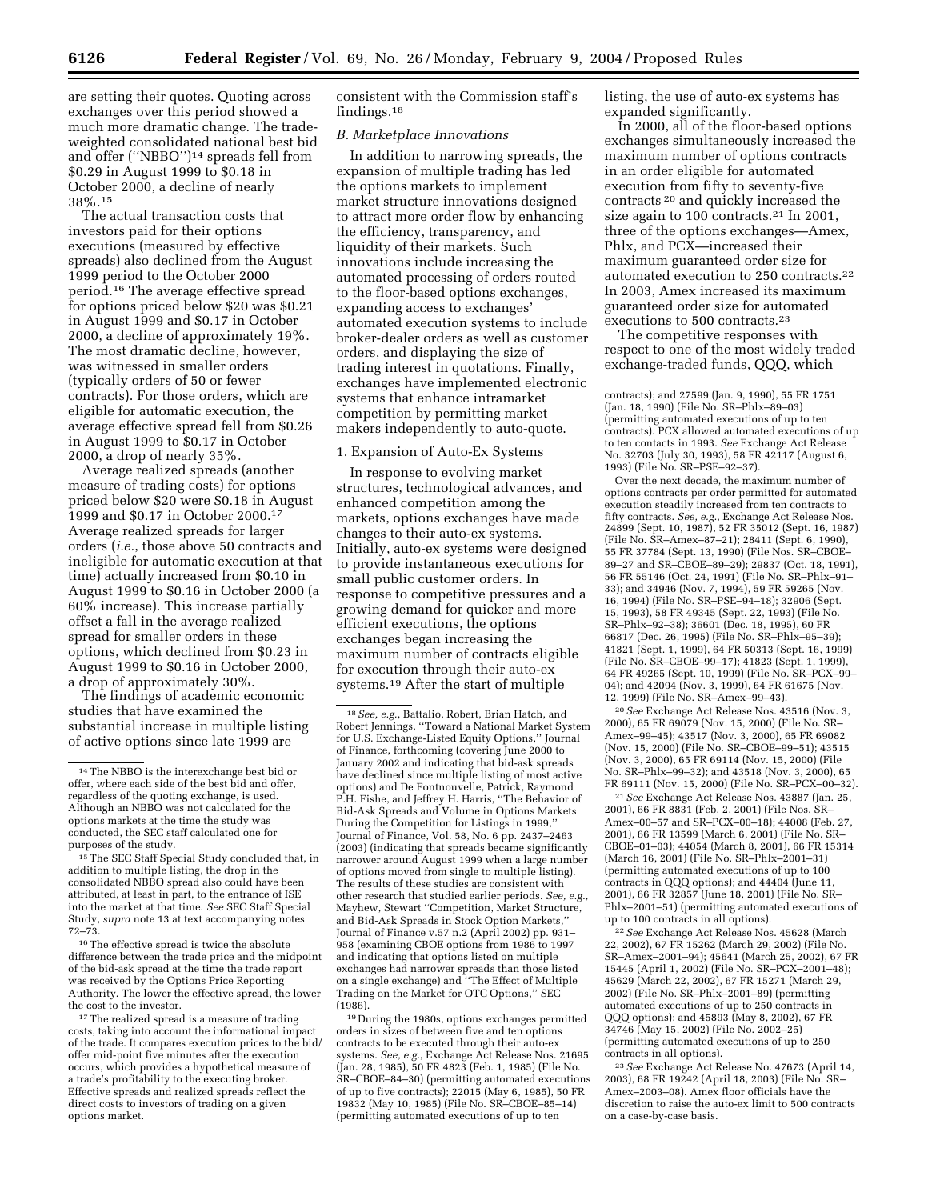are setting their quotes. Quoting across exchanges over this period showed a much more dramatic change. The trade-weighted consolidated national best bid and offer ("NBBO")[14] spreads fell from $0.29 in August 1999 to $0.18 in October 2000, a decline of nearly 38%.[15]

The actual transaction costs that investors paid for their options executions (measured by effective spreads) also declined from the August 1999 period to the October 2000 period.[16] The average effective spread for options priced below $20 was $0.21 in August 1999 and $0.17 in October 2000, a decline of approximately 19%. The most dramatic decline, however, was witnessed in smaller orders (typically orders of 50 or fewer contracts). For those orders, which are eligible for automatic execution, the average effective spread fell from $0.26 in August 1999 to $0.17 in October 2000, a drop of nearly 35%.

Average realized spreads (another measure of trading costs) for options priced below $20 were $0.18 in August 1999 and $0.17 in October 2000.[17] Average realized spreads for larger orders (*i.e.*, those above 50 contracts and ineligible for automatic execution at that time) actually increased from $0.10 in August 1999 to $0.16 in October 2000 (a 60% increase). This increase partially offset a fall in the average realized spread for smaller orders in these options, which declined from $0.23 in August 1999 to $0.16 in October 2000, a drop of approximately 30%.

The findings of academic economic studies that have examined the substantial increase in multiple listing of active options since late 1999 are consistent with the Commission staff's findings.[18]

### *B. Marketplace Innovations*

In addition to narrowing spreads, the expansion of multiple trading has led the options markets to implement market structure innovations designed to attract more order flow by enhancing the efficiency, transparency, and liquidity of their markets. Such innovations include increasing the automated processing of orders routed to the floor-based options exchanges, expanding access to exchanges' automated execution systems to include broker-dealer orders as well as customer orders, and displaying the size of trading interest in quotations. Finally, exchanges have implemented electronic systems that enhance intramarket competition by permitting market makers independently to auto-quote.

#### 1. Expansion of Auto-Ex Systems

In response to evolving market structures, technological advances, and enhanced competition among the markets, options exchanges have made changes to their auto-ex systems. Initially, auto-ex systems were designed to provide instantaneous executions for small public customer orders. In response to competitive pressures and a growing demand for quicker and more efficient executions, the options exchanges began increasing the maximum number of contracts eligible for execution through their auto-ex systems.[19] After the start of multiple listing, the use of auto-ex systems has expanded significantly.

In 2000, all of the floor-based options exchanges simultaneously increased the maximum number of options contracts in an order eligible for automated execution from fifty to seventy-five contracts[20] and quickly increased the size again to 100 contracts.[21] In 2001, three of the options exchanges—Amex, Phlx, and PCX—increased their maximum guaranteed order size for automated execution to 250 contracts.[22] In 2003, Amex increased its maximum guaranteed order size for automated executions to 500 contracts.[23]

The competitive responses with respect to one of the most widely traded exchange-traded funds, QQQ, which

---

[14] The NBBO is the interexchange best bid or offer, where each side of the best bid and offer, regardless of the quoting exchange, is used. Although an NBBO was not calculated for the options markets at the time the study was conducted, the SEC staff calculated one for purposes of the study.

[15] The SEC Staff Special Study concluded that, in addition to multiple listing, the drop in the consolidated NBBO spread also could have been attributed, at least in part, to the entrance of ISE into the market at that time. *See* SEC Staff Special Study, *supra* note 13 at text accompanying notes 72–73.

[16] The effective spread is twice the absolute difference between the trade price and the midpoint of the bid-ask spread at the time the trade report was received by the Options Price Reporting Authority. The lower the effective spread, the lower the cost to the investor.

[17] The realized spread is a measure of trading costs, taking into account the informational impact of the trade. It compares execution prices to the bid/offer mid-point five minutes after the execution occurs, which provides a hypothetical measure of a trade's profitability to the executing broker. Effective spreads and realized spreads reflect the direct costs to investors of trading on a given options market.

[18] *See, e.g.*, Battalio, Robert, Brian Hatch, and Robert Jennings, "Toward a National Market System for U.S. Exchange-Listed Equity Options," Journal of Finance, forthcoming (covering June 2000 to January 2002 and indicating that bid-ask spreads have declined since multiple listing of most active options) and De Fontnouvelle, Patrick, Raymond P.H. Fishe, and Jeffrey H. Harris, "The Behavior of Bid-Ask Spreads and Volume in Options Markets During the Competition for Listings in 1999," Journal of Finance, Vol. 58, No. 6 pp. 2437–2463 (2003) (indicating that spreads became significantly narrower around August 1999 when a large number of options moved from single to multiple listing). The results of these studies are consistent with other research that studied earlier periods. *See, e.g.*, Mayhew, Stewart "Competition, Market Structure, and Bid-Ask Spreads in Stock Option Markets," Journal of Finance v.57 n.2 (April 2002) pp. 931–958 (examining CBOE options from 1986 to 1997 and indicating that options listed on multiple exchanges had narrower spreads than those listed on a single exchange) and "The Effect of Multiple Trading on the Market for OTC Options," SEC (1986).

[19] During the 1980s, options exchanges permitted orders in sizes of between five and ten options contracts to be executed through their auto-ex systems. *See, e.g.*, Exchange Act Release Nos. 21695 (Jan. 28, 1985), 50 FR 4823 (Feb. 1, 1985) (File No. SR–CBOE–84–30) (permitting automated executions of up to five contracts); 22015 (May 6, 1985), 50 FR 19832 (May 10, 1985) (File No. SR–CBOE–85–14) (permitting automated executions of up to ten contracts); and 27599 (Jan. 9, 1990), 55 FR 1751 (Jan. 18, 1990) (File No. SR–Phlx–89–03) (permitting automated executions of up to ten contracts). PCX allowed automated executions of up to ten contacts in 1993. *See* Exchange Act Release No. 32703 (July 30, 1993), 58 FR 42117 (August 6, 1993) (File No. SR–PSE–92–37).

Over the next decade, the maximum number of options contracts per order permitted for automated execution steadily increased from ten contracts to fifty contracts. *See, e.g.*, Exchange Act Release Nos. 24899 (Sept. 10, 1987), 52 FR 35012 (Sept. 16, 1987) (File No. SR–Amex–87–21); 28411 (Sept. 6, 1990), 55 FR 37784 (Sept. 13, 1990) (File Nos. SR–CBOE–89–27 and SR–CBOE–89–29); 29837 (Oct. 18, 1991), 56 FR 55146 (Oct. 24, 1991) (File No. SR–Phlx–91–33); and 34946 (Nov. 7, 1994), 59 FR 59265 (Nov. 16, 1994) (File No. SR–PSE–94–18); 32906 (Sept. 15, 1993), 58 FR 49345 (Sept. 22, 1993) (File No. SR–Phlx–92–38); 36601 (Dec. 18, 1995), 60 FR 66817 (Dec. 26, 1995) (File No. SR–Phlx–95–39); 41821 (Sept. 1, 1999), 64 FR 50313 (Sept. 16, 1999) (File No. SR–CBOE–99–17); 41823 (Sept. 1, 1999), 64 FR 49265 (Sept. 10, 1999) (File No. SR–PCX–99–04); and 42094 (Nov. 3, 1999), 64 FR 61675 (Nov. 12, 1999) (File No. SR–Amex–99–43).

[20] *See* Exchange Act Release Nos. 43516 (Nov. 3, 2000), 65 FR 69079 (Nov. 15, 2000) (File No. SR–Amex–99–45); 43517 (Nov. 3, 2000), 65 FR 69082 (Nov. 15, 2000) (File No. SR–CBOE–99–51); 43515 (Nov. 3, 2000), 65 FR 69114 (Nov. 15, 2000) (File No. SR–Phlx–99–32); and 43518 (Nov. 3, 2000), 65 FR 69111 (Nov. 15, 2000) (File No. SR–PCX–00–32).

[21] *See* Exchange Act Release Nos. 43887 (Jan. 25, 2001), 66 FR 8831 (Feb. 2, 2001) (File Nos. SR–Amex–00–57 and SR–PCX–00–18); 44008 (Feb. 27, 2001), 66 FR 13599 (March 6, 2001) (File No. SR–CBOE–01–03); 44054 (March 8, 2001), 66 FR 15314 (March 16, 2001) (File No. SR–Phlx–2001–31) (permitting automated executions of up to 100 contracts in QQQ options); and 44404 (June 11, 2001), 66 FR 32857 (June 18, 2001) (File No. SR–Phlx–2001–51) (permitting automated executions of up to 100 contracts in all options).

[22] *See* Exchange Act Release Nos. 45628 (March 22, 2002), 67 FR 15262 (March 29, 2002) (File No. SR–Amex–2001–94); 45641 (March 25, 2002), 67 FR 15445 (April 1, 2002) (File No. SR–PCX–2001–48); 45629 (March 22, 2002), 67 FR 15271 (March 29, 2002) (File No. SR–Phlx–2001–89) (permitting automated executions of up to 250 contracts in QQQ options); and 45893 (May 8, 2002), 67 FR 34746 (May 15, 2002) (File No. 2002–25) (permitting automated executions of up to 250 contracts in all options).

[23] *See* Exchange Act Release No. 47673 (April 14, 2003), 68 FR 19242 (April 18, 2003) (File No. SR–Amex–2003–08). Amex floor officials have the discretion to raise the auto-ex limit to 500 contracts on a case-by-case basis.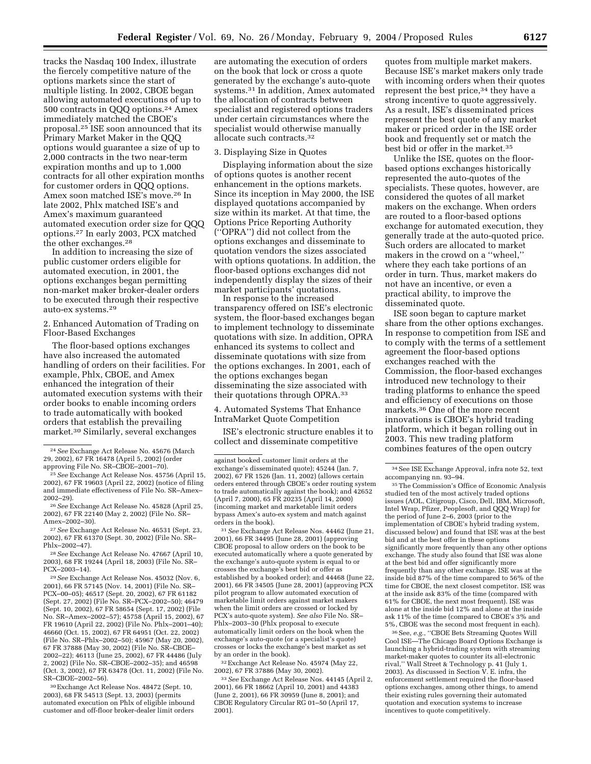tracks the Nasdaq 100 Index, illustrate the fiercely competitive nature of the options markets since the start of multiple listing. In 2002, CBOE began allowing automated executions of up to 500 contracts in QQQ options.[24] Amex immediately matched the CBOE's proposal.[25] ISE soon announced that its Primary Market Maker in the QQQ options would guarantee a size of up to 2,000 contracts in the two near-term expiration months and up to 1,000 contracts for all other expiration months for customer orders in QQQ options. Amex soon matched ISE's move.[26] In late 2002, Phlx matched ISE's and Amex's maximum guaranteed automated execution order size for QQQ options.[27] In early 2003, PCX matched the other exchanges.[28]

In addition to increasing the size of public customer orders eligible for automated execution, in 2001, the options exchanges began permitting non-market maker broker-dealer orders to be executed through their respective auto-ex systems.[29]

2. Enhanced Automation of Trading on Floor-Based Exchanges

The floor-based options exchanges have also increased the automated handling of orders on their facilities. For example, Phlx, CBOE, and Amex enhanced the integration of their automated execution systems with their order books to enable incoming orders to trade automatically with booked orders that establish the prevailing market.[30] Similarly, several exchanges are automating the execution of orders on the book that lock or cross a quote generated by the exchange's auto-quote systems.[31] In addition, Amex automated the allocation of contracts between specialist and registered options traders under certain circumstances where the specialist would otherwise manually allocate such contracts.[32]

3. Displaying Size in Quotes

Displaying information about the size of options quotes is another recent enhancement in the options markets. Since its inception in May 2000, the ISE displayed quotations accompanied by size within its market. At that time, the Options Price Reporting Authority (''OPRA'') did not collect from the options exchanges and disseminate to quotation vendors the sizes associated with options quotations. In addition, the floor-based options exchanges did not independently display the sizes of their market participants' quotations.

In response to the increased transparency offered on ISE's electronic system, the floor-based exchanges began to implement technology to disseminate quotations with size. In addition, OPRA enhanced its systems to collect and disseminate quotations with size from the options exchanges. In 2001, each of the options exchanges began disseminating the size associated with their quotations through OPRA.[33]

4. Automated Systems That Enhance IntraMarket Quote Competition

ISE's electronic structure enables it to collect and disseminate competitive quotes from multiple market makers. Because ISE's market makers only trade with incoming orders when their quotes represent the best price,[34] they have a strong incentive to quote aggressively. As a result, ISE's disseminated prices represent the best quote of any market maker or priced order in the ISE order book and frequently set or match the best bid or offer in the market.[35]

Unlike the ISE, quotes on the floor-based options exchanges historically represented the auto-quotes of the specialists. These quotes, however, are considered the quotes of all market makers on the exchange. When orders are routed to a floor-based options exchange for automated execution, they generally trade at the auto-quoted price. Such orders are allocated to market makers in the crowd on a ''wheel,'' where they each take portions of an order in turn. Thus, market makers do not have an incentive, or even a practical ability, to improve the disseminated quote.

ISE soon began to capture market share from the other options exchanges. In response to competition from ISE and to comply with the terms of a settlement agreement the floor-based options exchanges reached with the Commission, the floor-based exchanges introduced new technology to their trading platforms to enhance the speed and efficiency of executions on those markets.[36] One of the more recent innovations is CBOE's hybrid trading platform, which it began rolling out in 2003. This new trading platform combines features of the open outcry

---

[24] *See* Exchange Act Release No. 45676 (March 29, 2002), 67 FR 16478 (April 5, 2002) (order approving File No. SR–CBOE–2001–70).

[25] *See* Exchange Act Release No. 45756 (April 15, 2002), 67 FR 19603 (April 22, 2002) (notice of filing and immediate effectiveness of File No. SR–Amex–2002–29).

[26] *See* Exchange Act Release No. 45828 (April 25, 2002), 67 FR 22140 (May 2, 2002) (File No. SR–Amex–2002–30).

[27] *See* Exchange Act Release No. 46531 (Sept. 23, 2002), 67 FR 61370 (Sept. 30, 2002) (File No. SR–Phlx–2002–47).

[28] *See* Exchange Act Release No. 47667 (April 10, 2003), 68 FR 19244 (April 18, 2003) (File No. SR–PCX–2003–14).

[29] *See* Exchange Act Release Nos. 45032 (Nov. 6, 2001), 66 FR 57145 (Nov. 14, 2001) (File No. SR–PCX–00–05); 46517 (Sept. 20, 2002), 67 FR 61182 (Sept. 27, 2002) (File No. SR–PCX–2002–50); 46479 (Sept. 10, 2002), 67 FR 58654 (Sept. 17, 2002) (File No. SR–Amex–2002–57); 45758 (April 15, 2002), 67 FR 19610 (April 22, 2002) (File No. Phlx–2001–40); 46660 (Oct. 15, 2002), 67 FR 64951 (Oct. 22, 2002) (File No. SR–Phlx–2002–50); 45967 (May 20, 2002), 67 FR 37888 (May 30, 2002) (File No. SR–CBOE–2002–22); 46113 (June 25, 2002), 67 FR 44486 (July 2, 2002) (File No. SR–CBOE–2002–35); and 46598 (Oct. 3, 2002), 67 FR 63478 (Oct. 11, 2002) (File No. SR–CBOE–2002–56).

[30] Exchange Act Release Nos. 48472 (Sept. 10, 2003), 68 FR 54513 (Sept. 13, 2003) (permits automated execution on Phlx of eligible inbound customer and off-floor broker-dealer limit orders against booked customer limit orders at the exchange's disseminated quote); 45244 (Jan. 7, 2002), 67 FR 1526 (Jan. 11, 2002) (allows certain orders entered through CBOE's order routing system to trade automatically against the book); and 42652 (April 7, 2000), 65 FR 20235 (April 14, 2000) (incoming market and marketable limit orders bypass Amex's auto-ex system and match against orders in the book).

[31] *See* Exchange Act Release Nos. 44462 (June 21, 2001), 66 FR 34495 (June 28, 2001) (approving CBOE proposal to allow orders on the book to be executed automatically where a quote generated by the exchange's auto-quote system is equal to or crosses the exchange's best bid or offer as established by a booked order); and 44468 (June 22, 2001), 66 FR 34505 (June 28, 2001) (approving PCX pilot program to allow automated execution of marketable limit orders against market makers when the limit orders are crossed or locked by PCX's auto-quote system). *See also* File No. SR–Phlx–2003–30 (Phlx proposal to execute automatically limit orders on the book when the exchange's auto-quote (or a specialist's quote) crosses or locks the exchange's best market as set by an order in the book).

[32] Exchange Act Release No. 45974 (May 22, 2002), 67 FR 37886 (May 30, 2002).

[33] *See* Exchange Act Release Nos. 44145 (April 2, 2001), 66 FR 18662 (April 10, 2001) and 44383 (June 2, 2001), 66 FR 30959 (June 8, 2001); and CBOE Regulatory Circular RG 01–50 (April 17, 2001).

[34] See ISE Exchange Approval, infra note 52, text accompanying nn. 93–94.

[35] The Commission's Office of Economic Analysis studied ten of the most actively traded options issues (AOL, Citigroup, Cisco, Dell, IBM, Microsoft, Intel Wrap, Pfizer, Peoplesoft, and QQQ Wrap) for the period of June 2–6, 2003 (prior to the implementation of CBOE's hybrid trading system, discussed below) and found that ISE was at the best bid and at the best offer in these options significantly more frequently than any other options exchange. The study also found that ISE was alone at the best bid and offer significantly more frequently than any other exchange. ISE was at the inside bid 87% of the time compared to 56% of the time for CBOE, the next closest competitor. ISE was at the inside ask 83% of the time (compared with 61% for CBOE, the next most frequent). ISE was alone at the inside bid 12% and alone at the inside ask 11% of the time (compared to CBOE's 3% and 5%, CBOE was the second most frequent in each).

[36] See, *e.g.*, ''CBOE Bets Streaming Quotes Will Cool ISE—The Chicago Board Options Exchange is launching a hybrid-trading system with streaming market-maker quotes to counter its all-electronic rival,'' Wall Street & Technology p. 41 (July 1, 2003). As discussed in Section V. E. infra, the enforcement settlement required the floor-based options exchanges, among other things, to amend their existing rules governing their automated quotation and execution systems to increase incentives to quote competitively.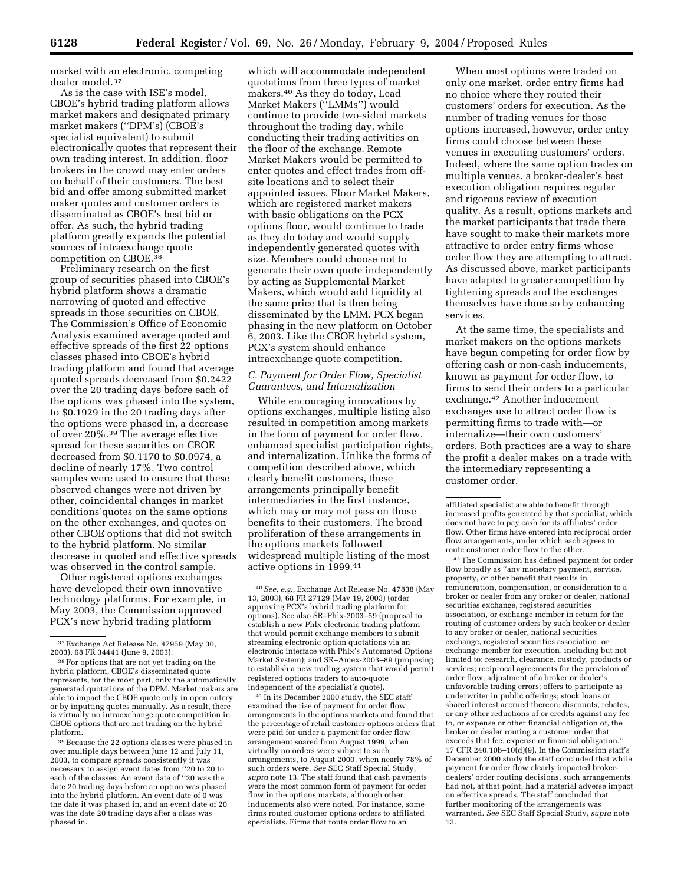market with an electronic, competing dealer model.[37]

As is the case with ISE's model, CBOE's hybrid trading platform allows market makers and designated primary market makers (''DPM's) (CBOE's specialist equivalent) to submit electronically quotes that represent their own trading interest. In addition, floor brokers in the crowd may enter orders on behalf of their customers. The best bid and offer among submitted market maker quotes and customer orders is disseminated as CBOE's best bid or offer. As such, the hybrid trading platform greatly expands the potential sources of intraexchange quote competition on CBOE.[38]

Preliminary research on the first group of securities phased into CBOE's hybrid platform shows a dramatic narrowing of quoted and effective spreads in those securities on CBOE. The Commission's Office of Economic Analysis examined average quoted and effective spreads of the first 22 options classes phased into CBOE's hybrid trading platform and found that average quoted spreads decreased from $0.2422 over the 20 trading days before each of the options was phased into the system, to $0.1929 in the 20 trading days after the options were phased in, a decrease of over 20%.[39] The average effective spread for these securities on CBOE decreased from $0.1170 to $0.0974, a decline of nearly 17%. Two control samples were used to ensure that these observed changes were not driven by other, coincidental changes in market conditions'quotes on the same options on the other exchanges, and quotes on other CBOE options that did not switch to the hybrid platform. No similar decrease in quoted and effective spreads was observed in the control sample.

Other registered options exchanges have developed their own innovative technology platforms. For example, in May 2003, the Commission approved PCX's new hybrid trading platform which will accommodate independent quotations from three types of market makers.[40] As they do today, Lead Market Makers (''LMMs'') would continue to provide two-sided markets throughout the trading day, while conducting their trading activities on the floor of the exchange. Remote Market Makers would be permitted to enter quotes and effect trades from off-site locations and to select their appointed issues. Floor Market Makers, which are registered market makers with basic obligations on the PCX options floor, would continue to trade as they do today and would supply independently generated quotes with size. Members could choose not to generate their own quote independently by acting as Supplemental Market Makers, which would add liquidity at the same price that is then being disseminated by the LMM. PCX began phasing in the new platform on October 6, 2003. Like the CBOE hybrid system, PCX's system should enhance intraexchange quote competition.

*C. Payment for Order Flow, Specialist Guarantees, and Internalization*

While encouraging innovations by options exchanges, multiple listing also resulted in competition among markets in the form of payment for order flow, enhanced specialist participation rights, and internalization. Unlike the forms of competition described above, which clearly benefit customers, these arrangements principally benefit intermediaries in the first instance, which may or may not pass on those benefits to their customers. The broad proliferation of these arrangements in the options markets followed widespread multiple listing of the most active options in 1999.[41]

When most options were traded on only one market, order entry firms had no choice where they routed their customers' orders for execution. As the number of trading venues for those options increased, however, order entry firms could choose between these venues in executing customers' orders. Indeed, where the same option trades on multiple venues, a broker-dealer's best execution obligation requires regular and rigorous review of execution quality. As a result, options markets and the market participants that trade there have sought to make their markets more attractive to order entry firms whose order flow they are attempting to attract. As discussed above, market participants have adapted to greater competition by tightening spreads and the exchanges themselves have done so by enhancing services.

At the same time, the specialists and market makers on the options markets have begun competing for order flow by offering cash or non-cash inducements, known as payment for order flow, to firms to send their orders to a particular exchange.[42] Another inducement exchanges use to attract order flow is permitting firms to trade with—or internalize—their own customers' orders. Both practices are a way to share the profit a dealer makes on a trade with the intermediary representing a customer order.

---

[37] Exchange Act Release No. 47959 (May 30, 2003), 68 FR 34441 (June 9, 2003).

[38] For options that are not yet trading on the hybrid platform, CBOE's disseminated quote represents, for the most part, only the automatically generated quotations of the DPM. Market makers are able to impact the CBOE quote only in open outcry or by inputting quotes manually. As a result, there is virtually no intraexchange quote competition in CBOE options that are not trading on the hybrid platform.

[39] Because the 22 options classes were phased in over multiple days between June 12 and July 11, 2003, to compare spreads consistently it was necessary to assign event dates from ''20 to 20 to each of the classes. An event date of ''20 was the date 20 trading days before an option was phased into the hybrid platform. An event date of 0 was the date it was phased in, and an event date of 20 was the date 20 trading days after a class was phased in.

[40] *See, e.g.*, Exchange Act Release No. 47838 (May 13, 2003), 68 FR 27129 (May 19, 2003) (order approving PCX's hybrid trading platform for options). See also SR–Phlx-2003–59 (proposal to establish a new Phlx electronic trading platform that would permit exchange members to submit streaming electronic option quotations via an electronic interface with Phlx's Automated Options Market System); and SR–Amex-2003–89 (proposing to establish a new trading system that would permit registered options traders to auto-quote independent of the specialist's quote).

[41] In its December 2000 study, the SEC staff examined the rise of payment for order flow arrangements in the options markets and found that the percentage of retail customer options orders that were paid for under a payment for order flow arrangement soared from August 1999, when virtually no orders were subject to such arrangements, to August 2000, when nearly 78% of such orders were. *See* SEC Staff Special Study, *supra* note 13. The staff found that cash payments were the most common form of payment for order flow in the options markets, although other inducements also were noted. For instance, some firms routed customer options orders to affiliated specialists. Firms that route order flow to an affiliated specialist are able to benefit through increased profits generated by that specialist, which does not have to pay cash for its affiliates' order flow. Other firms have entered into reciprocal order flow arrangements, under which each agrees to route customer order flow to the other.

[42] The Commission has defined payment for order flow broadly as ''any monetary payment, service, property, or other benefit that results in remuneration, compensation, or consideration to a broker or dealer from any broker or dealer, national securities exchange, registered securities association, or exchange member in return for the routing of customer orders by such broker or dealer to any broker or dealer, national securities exchange, registered securities association, or exchange member for execution, including but not limited to: research, clearance, custody, products or services; reciprocal agreements for the provision of order flow; adjustment of a broker or dealer's unfavorable trading errors; offers to participate as underwriter in public offerings; stock loans or shared interest accrued thereon; discounts, rebates, or any other reductions of or credits against any fee to, or expense or other financial obligation of, the broker or dealer routing a customer order that exceeds that fee, expense or financial obligation.'' 17 CFR 240.10b–10(d)(9). In the Commission staff's December 2000 study the staff concluded that while payment for order flow clearly impacted broker-dealers' order routing decisions, such arrangements had not, at that point, had a material adverse impact on effective spreads. The staff concluded that further monitoring of the arrangements was warranted. *See* SEC Staff Special Study, *supra* note 13.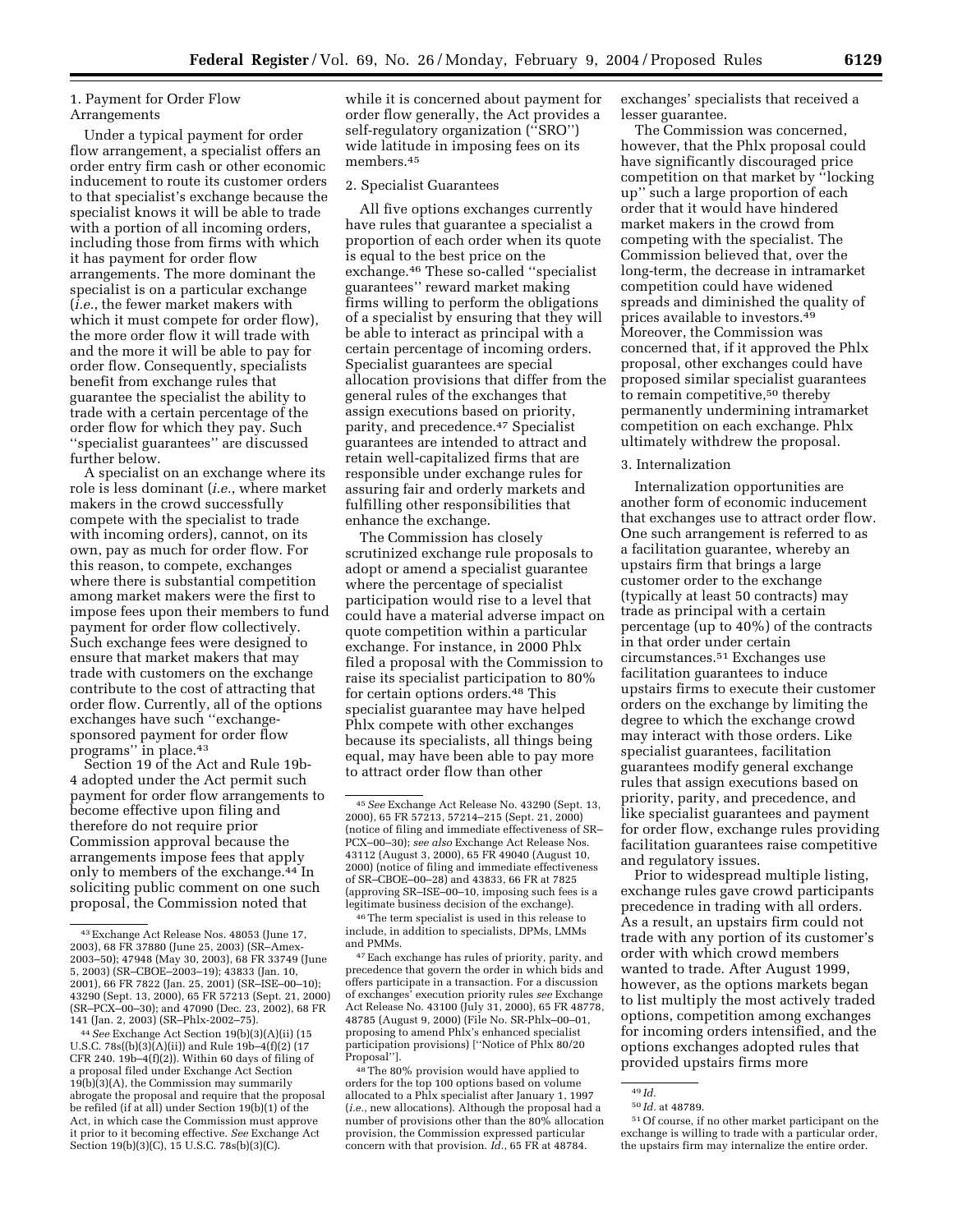### 1. Payment for Order Flow Arrangements

Under a typical payment for order flow arrangement, a specialist offers an order entry firm cash or other economic inducement to route its customer orders to that specialist's exchange because the specialist knows it will be able to trade with a portion of all incoming orders, including those from firms with which it has payment for order flow arrangements. The more dominant the specialist is on a particular exchange (*i.e.*, the fewer market makers with which it must compete for order flow), the more order flow it will trade with and the more it will be able to pay for order flow. Consequently, specialists benefit from exchange rules that guarantee the specialist the ability to trade with a certain percentage of the order flow for which they pay. Such "specialist guarantees" are discussed further below.

A specialist on an exchange where its role is less dominant (*i.e.*, where market makers in the crowd successfully compete with the specialist to trade with incoming orders), cannot, on its own, pay as much for order flow. For this reason, to compete, exchanges where there is substantial competition among market makers were the first to impose fees upon their members to fund payment for order flow collectively. Such exchange fees were designed to ensure that market makers that may trade with customers on the exchange contribute to the cost of attracting that order flow. Currently, all of the options exchanges have such "exchange-sponsored payment for order flow programs" in place.[43]

Section 19 of the Act and Rule 19b-4 adopted under the Act permit such payment for order flow arrangements to become effective upon filing and therefore do not require prior Commission approval because the arrangements impose fees that apply only to members of the exchange.[44] In soliciting public comment on one such proposal, the Commission noted that while it is concerned about payment for order flow generally, the Act provides a self-regulatory organization ("SRO") wide latitude in imposing fees on its members.[45]

### 2. Specialist Guarantees

All five options exchanges currently have rules that guarantee a specialist a proportion of each order when its quote is equal to the best price on the exchange.[46] These so-called "specialist guarantees" reward market making firms willing to perform the obligations of a specialist by ensuring that they will be able to interact as principal with a certain percentage of incoming orders. Specialist guarantees are special allocation provisions that differ from the general rules of the exchanges that assign executions based on priority, parity, and precedence.[47] Specialist guarantees are intended to attract and retain well-capitalized firms that are responsible under exchange rules for assuring fair and orderly markets and fulfilling other responsibilities that enhance the exchange.

The Commission has closely scrutinized exchange rule proposals to adopt or amend a specialist guarantee where the percentage of specialist participation would rise to a level that could have a material adverse impact on quote competition within a particular exchange. For instance, in 2000 Phlx filed a proposal with the Commission to raise its specialist participation to 80% for certain options orders.[48] This specialist guarantee may have helped Phlx compete with other exchanges because its specialists, all things being equal, may have been able to pay more to attract order flow than other exchanges' specialists that received a lesser guarantee.

The Commission was concerned, however, that the Phlx proposal could have significantly discouraged price competition on that market by "locking up" such a large proportion of each order that it would have hindered market makers in the crowd from competing with the specialist. The Commission believed that, over the long-term, the decrease in intramarket competition could have widened spreads and diminished the quality of prices available to investors.[49] Moreover, the Commission was concerned that, if it approved the Phlx proposal, other exchanges could have proposed similar specialist guarantees to remain competitive,[50] thereby permanently undermining intramarket competition on each exchange. Phlx ultimately withdrew the proposal.

### 3. Internalization

Internalization opportunities are another form of economic inducement that exchanges use to attract order flow. One such arrangement is referred to as a facilitation guarantee, whereby an upstairs firm that brings a large customer order to the exchange (typically at least 50 contracts) may trade as principal with a certain percentage (up to 40%) of the contracts in that order under certain circumstances.[51] Exchanges use facilitation guarantees to induce upstairs firms to execute their customer orders on the exchange by limiting the degree to which the exchange crowd may interact with those orders. Like specialist guarantees, facilitation guarantees modify general exchange rules that assign executions based on priority, parity, and precedence, and like specialist guarantees and payment for order flow, exchange rules providing facilitation guarantees raise competitive and regulatory issues.

Prior to widespread multiple listing, exchange rules gave crowd participants precedence in trading with all orders. As a result, an upstairs firm could not trade with any portion of its customer's order with which crowd members wanted to trade. After August 1999, however, as the options markets began to list multiply the most actively traded options, competition among exchanges for incoming orders intensified, and the options exchanges adopted rules that provided upstairs firms more

---

[43] Exchange Act Release Nos. 48053 (June 17, 2003), 68 FR 37880 (June 25, 2003) (SR–Amex-2003–50); 47948 (May 30, 2003), 68 FR 33749 (June 5, 2003) (SR–CBOE–2003–19); 43833 (Jan. 10, 2001), 66 FR 7822 (Jan. 25, 2001) (SR–ISE–00–10); 43290 (Sept. 13, 2000), 65 FR 57213 (Sept. 21, 2000) (SR–PCX–00–30); and 47090 (Dec. 23, 2002), 68 FR 141 (Jan. 2, 2003) (SR–Phlx-2002–75).

[44] *See* Exchange Act Section 19(b)(3)(A)(ii) (15 U.S.C. 78s((b)(3)(A)(ii)) and Rule 19b–4(f)(2) (17 CFR 240. 19b–4(f)(2)). Within 60 days of filing of a proposal filed under Exchange Act Section 19(b)(3)(A), the Commission may summarily abrogate the proposal and require that the proposal be refiled (if at all) under Section 19(b)(1) of the Act, in which case the Commission must approve it prior to it becoming effective. *See* Exchange Act Section 19(b)(3)(C), 15 U.S.C. 78s(b)(3)(C).

[45] *See* Exchange Act Release No. 43290 (Sept. 13, 2000), 65 FR 57213, 57214–215 (Sept. 21, 2000) (notice of filing and immediate effectiveness of SR–PCX–00–30); *see also* Exchange Act Release Nos. 43112 (August 3, 2000), 65 FR 49040 (August 10, 2000) (notice of filing and immediate effectiveness of SR–CBOE–00–28) and 43833, 66 FR at 7825 (approving SR–ISE–00–10, imposing such fees is a legitimate business decision of the exchange).

[46] The term specialist is used in this release to include, in addition to specialists, DPMs, LMMs and PMMs.

[47] Each exchange has rules of priority, parity, and precedence that govern the order in which bids and offers participate in a transaction. For a discussion of exchanges' execution priority rules *see* Exchange Act Release No. 43100 (July 31, 2000), 65 FR 48778, 48785 (August 9, 2000) (File No. SR-Phlx–00–01, proposing to amend Phlx's enhanced specialist participation provisions) ["Notice of Phlx 80/20 Proposal"].

[48] The 80% provision would have applied to orders for the top 100 options based on volume allocated to a Phlx specialist after January 1, 1997 (*i.e.*, new allocations). Although the proposal had a number of provisions other than the 80% allocation provision, the Commission expressed particular concern with that provision. *Id.*, 65 FR at 48784.

[49] *Id.*

[50] *Id.* at 48789.

[51] Of course, if no other market participant on the exchange is willing to trade with a particular order, the upstairs firm may internalize the entire order.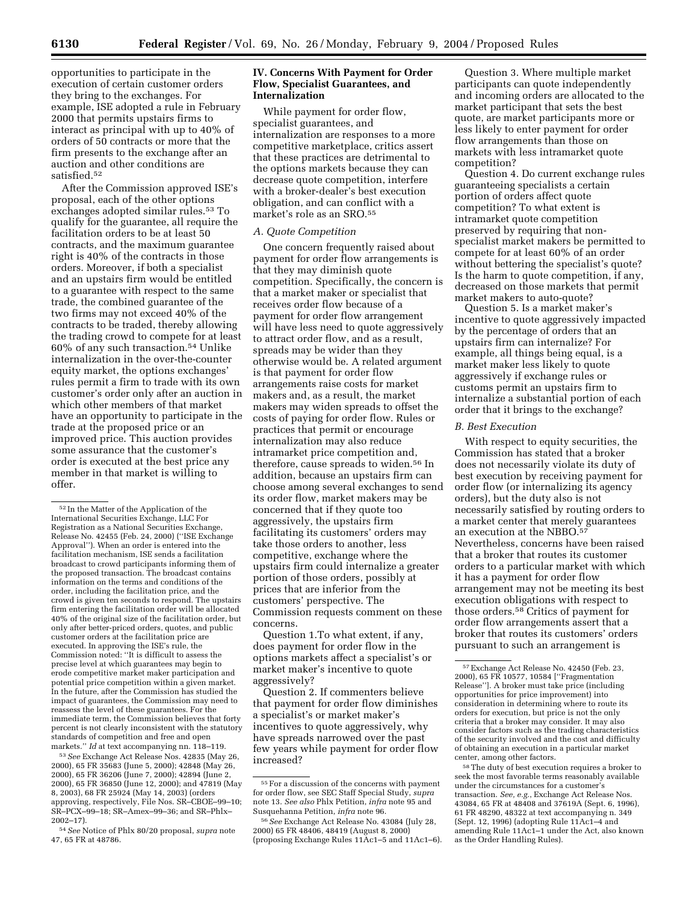opportunities to participate in the execution of certain customer orders they bring to the exchanges. For example, ISE adopted a rule in February 2000 that permits upstairs firms to interact as principal with up to 40% of orders of 50 contracts or more that the firm presents to the exchange after an auction and other conditions are satisfied.[52]

After the Commission approved ISE's proposal, each of the other options exchanges adopted similar rules.[53] To qualify for the guarantee, all require the facilitation orders to be at least 50 contracts, and the maximum guarantee right is 40% of the contracts in those orders. Moreover, if both a specialist and an upstairs firm would be entitled to a guarantee with respect to the same trade, the combined guarantee of the two firms may not exceed 40% of the contracts to be traded, thereby allowing the trading crowd to compete for at least 60% of any such transaction.[54] Unlike internalization in the over-the-counter equity market, the options exchanges' rules permit a firm to trade with its own customer's order only after an auction in which other members of that market have an opportunity to participate in the trade at the proposed price or an improved price. This auction provides some assurance that the customer's order is executed at the best price any member in that market is willing to offer.

## IV. Concerns With Payment for Order Flow, Specialist Guarantees, and Internalization

While payment for order flow, specialist guarantees, and internalization are responses to a more competitive marketplace, critics assert that these practices are detrimental to the options markets because they can decrease quote competition, interfere with a broker-dealer's best execution obligation, and can conflict with a market's role as an SRO.[55]

### A. Quote Competition

One concern frequently raised about payment for order flow arrangements is that they may diminish quote competition. Specifically, the concern is that a market maker or specialist that receives order flow because of a payment for order flow arrangement will have less need to quote aggressively to attract order flow, and as a result, spreads may be wider than they otherwise would be. A related argument is that payment for order flow arrangements raise costs for market makers and, as a result, the market makers may widen spreads to offset the costs of paying for order flow. Rules or practices that permit or encourage internalization may also reduce intramarket price competition and, therefore, cause spreads to widen.[56] In addition, because an upstairs firm can choose among several exchanges to send its order flow, market makers may be concerned that if they quote too aggressively, the upstairs firm facilitating its customers' orders may take those orders to another, less competitive, exchange where the upstairs firm could internalize a greater portion of those orders, possibly at prices that are inferior from the customers' perspective. The Commission requests comment on these concerns.

Question 1.To what extent, if any, does payment for order flow in the options markets affect a specialist's or market maker's incentive to quote aggressively?

Question 2. If commenters believe that payment for order flow diminishes a specialist's or market maker's incentives to quote aggressively, why have spreads narrowed over the past few years while payment for order flow increased?

Question 3. Where multiple market participants can quote independently and incoming orders are allocated to the market participant that sets the best quote, are market participants more or less likely to enter payment for order flow arrangements than those on markets with less intramarket quote competition?

Question 4. Do current exchange rules guaranteeing specialists a certain portion of orders affect quote competition? To what extent is intramarket quote competition preserved by requiring that non-specialist market makers be permitted to compete for at least 60% of an order without bettering the specialist's quote? Is the harm to quote competition, if any, decreased on those markets that permit market makers to auto-quote?

Question 5. Is a market maker's incentive to quote aggressively impacted by the percentage of orders that an upstairs firm can internalize? For example, all things being equal, is a market maker less likely to quote aggressively if exchange rules or customs permit an upstairs firm to internalize a substantial portion of each order that it brings to the exchange?

### B. Best Execution

With respect to equity securities, the Commission has stated that a broker does not necessarily violate its duty of best execution by receiving payment for order flow (or internalizing its agency orders), but the duty also is not necessarily satisfied by routing orders to a market center that merely guarantees an execution at the NBBO.[57] Nevertheless, concerns have been raised that a broker that routes its customer orders to a particular market with which it has a payment for order flow arrangement may not be meeting its best execution obligations with respect to those orders.[58] Critics of payment for order flow arrangements assert that a broker that routes its customers' orders pursuant to such an arrangement is

---

[52] In the Matter of the Application of the International Securities Exchange, LLC For Registration as a National Securities Exchange, Release No. 42455 (Feb. 24, 2000) ("ISE Exchange Approval"). When an order is entered into the facilitation mechanism, ISE sends a facilitation broadcast to crowd participants informing them of the proposed transaction. The broadcast contains information on the terms and conditions of the order, including the facilitation price, and the crowd is given ten seconds to respond. The upstairs firm entering the facilitation order will be allocated 40% of the original size of the facilitation order, but only after better-priced orders, quotes, and public customer orders at the facilitation price are executed. In approving the ISE's rule, the Commission noted: "It is difficult to assess the precise level at which guarantees may begin to erode competitive market maker participation and potential price competition within a given market. In the future, after the Commission has studied the impact of guarantees, the Commission may need to reassess the level of these guarantees. For the immediate term, the Commission believes that forty percent is not clearly inconsistent with the statutory standards of competition and free and open markets." *Id* at text accompanying nn. 118–119.

[53] *See* Exchange Act Release Nos. 42835 (May 26, 2000), 65 FR 35683 (June 5, 2000); 42848 (May 26, 2000), 65 FR 36206 (June 7, 2000); 42894 (June 2, 2000), 65 FR 36850 (June 12, 2000); and 47819 (May 8, 2003), 68 FR 25924 (May 14, 2003) (orders approving, respectively, File Nos. SR–CBOE–99–10; SR–PCX–99–18; SR–Amex–99–36; and SR–Phlx–2002–17).

[54] *See* Notice of Phlx 80/20 proposal, *supra* note 47, 65 FR at 48786.

[55] For a discussion of the concerns with payment for order flow, see SEC Staff Special Study, *supra* note 13. *See also* Phlx Petition, *infra* note 95 and Susquehanna Petition, *infra* note 96.

[56] *See* Exchange Act Release No. 43084 (July 28, 2000) 65 FR 48406, 48419 (August 8, 2000) (proposing Exchange Rules 11Ac1–5 and 11Ac1–6).

[57] Exchange Act Release No. 42450 (Feb. 23, 2000), 65 FR 10577, 10584 ["Fragmentation Release"]. A broker must take price (including opportunities for price improvement) into consideration in determining where to route its orders for execution, but price is not the only criteria that a broker may consider. It may also consider factors such as the trading characteristics of the security involved and the cost and difficulty of obtaining an execution in a particular market center, among other factors.

[58] The duty of best execution requires a broker to seek the most favorable terms reasonably available under the circumstances for a customer's transaction. *See, e.g.*, Exchange Act Release Nos. 43084, 65 FR at 48408 and 37619A (Sept. 6, 1996), 61 FR 48290, 48322 at text accompanying n. 349 (Sept. 12, 1996) (adopting Rule 11Ac1–4 and amending Rule 11Ac1–1 under the Act, also known as the Order Handling Rules).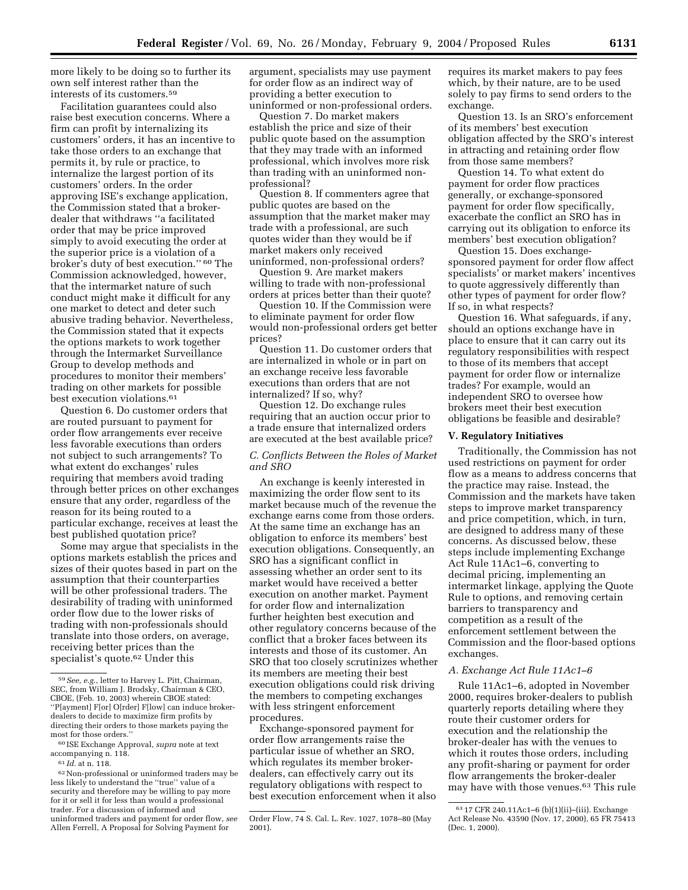more likely to be doing so to further its own self interest rather than the interests of its customers.[59]

Facilitation guarantees could also raise best execution concerns. Where a firm can profit by internalizing its customers' orders, it has an incentive to take those orders to an exchange that permits it, by rule or practice, to internalize the largest portion of its customers' orders. In the order approving ISE's exchange application, the Commission stated that a broker-dealer that withdraws "a facilitated order that may be price improved simply to avoid executing the order at the superior price is a violation of a broker's duty of best execution." [60] The Commission acknowledged, however, that the intermarket nature of such conduct might make it difficult for any one market to detect and deter such abusive trading behavior. Nevertheless, the Commission stated that it expects the options markets to work together through the Intermarket Surveillance Group to develop methods and procedures to monitor their members' trading on other markets for possible best execution violations.[61]

Question 6. Do customer orders that are routed pursuant to payment for order flow arrangements ever receive less favorable executions than orders not subject to such arrangements? To what extent do exchanges' rules requiring that members avoid trading through better prices on other exchanges ensure that any order, regardless of the reason for its being routed to a particular exchange, receives at least the best published quotation price?

Some may argue that specialists in the options markets establish the prices and sizes of their quotes based in part on the assumption that their counterparties will be other professional traders. The desirability of trading with uninformed order flow due to the lower risks of trading with non-professionals should translate into those orders, on average, receiving better prices than the specialist's quote.[62] Under this argument, specialists may use payment for order flow as an indirect way of providing a better execution to uninformed or non-professional orders.

Question 7. Do market makers establish the price and size of their public quote based on the assumption that they may trade with an informed professional, which involves more risk than trading with an uninformed non-professional?

Question 8. If commenters agree that public quotes are based on the assumption that the market maker may trade with a professional, are such quotes wider than they would be if market makers only received uninformed, non-professional orders?

Question 9. Are market makers willing to trade with non-professional orders at prices better than their quote?

Question 10. If the Commission were to eliminate payment for order flow would non-professional orders get better prices?

Question 11. Do customer orders that are internalized in whole or in part on an exchange receive less favorable executions than orders that are not internalized? If so, why?

Question 12. Do exchange rules requiring that an auction occur prior to a trade ensure that internalized orders are executed at the best available price?

### *C. Conflicts Between the Roles of Market and SRO*

An exchange is keenly interested in maximizing the order flow sent to its market because much of the revenue the exchange earns come from those orders. At the same time an exchange has an obligation to enforce its members' best execution obligations. Consequently, an SRO has a significant conflict in assessing whether an order sent to its market would have received a better execution on another market. Payment for order flow and internalization further heighten best execution and other regulatory concerns because of the conflict that a broker faces between its interests and those of its customer. An SRO that too closely scrutinizes whether its members are meeting their best execution obligations could risk driving the members to competing exchanges with less stringent enforcement procedures.

Exchange-sponsored payment for order flow arrangements raise the particular issue of whether an SRO, which regulates its member broker-dealers, can effectively carry out its regulatory obligations with respect to best execution enforcement when it also requires its market makers to pay fees which, by their nature, are to be used solely to pay firms to send orders to the exchange.

Question 13. Is an SRO's enforcement of its members' best execution obligation affected by the SRO's interest in attracting and retaining order flow from those same members?

Question 14. To what extent do payment for order flow practices generally, or exchange-sponsored payment for order flow specifically, exacerbate the conflict an SRO has in carrying out its obligation to enforce its members' best execution obligation?

Question 15. Does exchange-sponsored payment for order flow affect specialists' or market makers' incentives to quote aggressively differently than other types of payment for order flow? If so, in what respects?

Question 16. What safeguards, if any, should an options exchange have in place to ensure that it can carry out its regulatory responsibilities with respect to those of its members that accept payment for order flow or internalize trades? For example, would an independent SRO to oversee how brokers meet their best execution obligations be feasible and desirable?

## V. Regulatory Initiatives

Traditionally, the Commission has not used restrictions on payment for order flow as a means to address concerns that the practice may raise. Instead, the Commission and the markets have taken steps to improve market transparency and price competition, which, in turn, are designed to address many of these concerns. As discussed below, these steps include implementing Exchange Act Rule 11Ac1–6, converting to decimal pricing, implementing an intermarket linkage, applying the Quote Rule to options, and removing certain barriers to transparency and competition as a result of the enforcement settlement between the Commission and the floor-based options exchanges.

### *A. Exchange Act Rule 11Ac1–6*

Rule 11Ac1–6, adopted in November 2000, requires broker-dealers to publish quarterly reports detailing where they route their customer orders for execution and the relationship the broker-dealer has with the venues to which it routes those orders, including any profit-sharing or payment for order flow arrangements the broker-dealer may have with those venues.[63] This rule

---

[59] *See, e.g.,* letter to Harvey L. Pitt, Chairman, SEC, from William J. Brodsky, Chairman & CEO, CBOE, (Feb. 10, 2003) wherein CBOE stated: "P[ayment] F[or] O[rder] F[low] can induce broker-dealers to decide to maximize firm profits by directing their orders to those markets paying the most for those orders."

[60] ISE Exchange Approval, *supra* note at text accompanying n. 118.

[61] *Id.* at n. 118.

[62] Non-professional or uninformed traders may be less likely to understand the "true" value of a security and therefore may be willing to pay more for it or sell it for less than would a professional trader. For a discussion of informed and uninformed traders and payment for order flow, *see* Allen Ferrell, A Proposal for Solving Payment for Order Flow, 74 S. Cal. L. Rev. 1027, 1078–80 (May 2001).

[63] 17 CFR 240.11Ac1–6 (b)(1)(ii)–(iii). Exchange Act Release No. 43590 (Nov. 17, 2000), 65 FR 75413 (Dec. 1, 2000).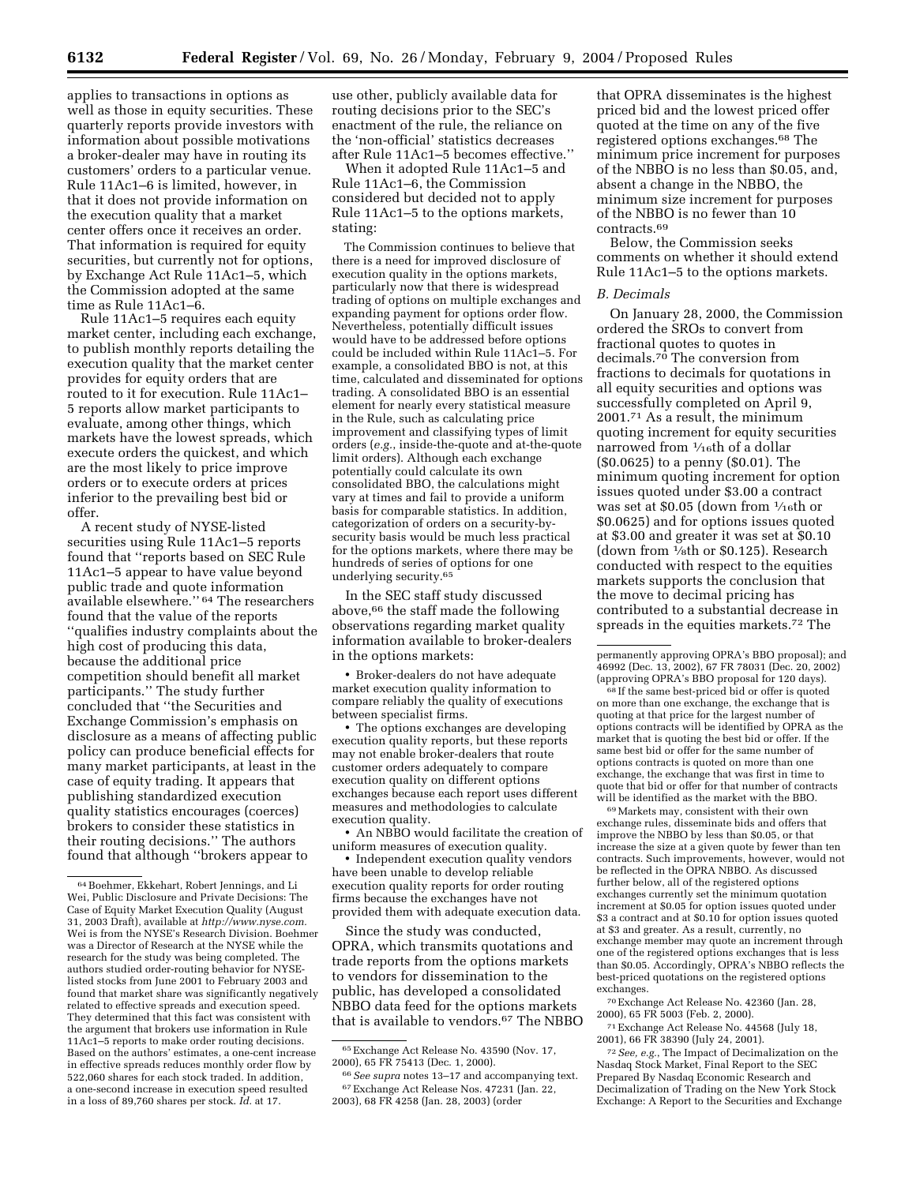applies to transactions in options as well as those in equity securities. These quarterly reports provide investors with information about possible motivations a broker-dealer may have in routing its customers' orders to a particular venue. Rule 11Ac1–6 is limited, however, in that it does not provide information on the execution quality that a market center offers once it receives an order. That information is required for equity securities, but currently not for options, by Exchange Act Rule 11Ac1–5, which the Commission adopted at the same time as Rule 11Ac1–6.

Rule 11Ac1–5 requires each equity market center, including each exchange, to publish monthly reports detailing the execution quality that the market center provides for equity orders that are routed to it for execution. Rule 11Ac1–5 reports allow market participants to evaluate, among other things, which markets have the lowest spreads, which execute orders the quickest, and which are the most likely to price improve orders or to execute orders at prices inferior to the prevailing best bid or offer.

A recent study of NYSE-listed securities using Rule 11Ac1–5 reports found that ''reports based on SEC Rule 11Ac1–5 appear to have value beyond public trade and quote information available elsewhere.'' [64] The researchers found that the value of the reports ''qualifies industry complaints about the high cost of producing this data, because the additional price competition should benefit all market participants.'' The study further concluded that ''the Securities and Exchange Commission's emphasis on disclosure as a means of affecting public policy can produce beneficial effects for many market participants, at least in the case of equity trading. It appears that publishing standardized execution quality statistics encourages (coerces) brokers to consider these statistics in their routing decisions.'' The authors found that although ''brokers appear to use other, publicly available data for routing decisions prior to the SEC's enactment of the rule, the reliance on the 'non-official' statistics decreases after Rule 11Ac1–5 becomes effective.''

When it adopted Rule 11Ac1–5 and Rule 11Ac1–6, the Commission considered but decided not to apply Rule 11Ac1–5 to the options markets, stating:

> The Commission continues to believe that there is a need for improved disclosure of execution quality in the options markets, particularly now that there is widespread trading of options on multiple exchanges and expanding payment for options order flow. Nevertheless, potentially difficult issues would have to be addressed before options could be included within Rule 11Ac1–5. For example, a consolidated BBO is not, at this time, calculated and disseminated for options trading. A consolidated BBO is an essential element for nearly every statistical measure in the Rule, such as calculating price improvement and classifying types of limit orders (*e.g.*, inside-the-quote and at-the-quote limit orders). Although each exchange potentially could calculate its own consolidated BBO, the calculations might vary at times and fail to provide a uniform basis for comparable statistics. In addition, categorization of orders on a security-by-security basis would be much less practical for the options markets, where there may be hundreds of series of options for one underlying security.[65]

In the SEC staff study discussed above,[66] the staff made the following observations regarding market quality information available to broker-dealers in the options markets:

- Broker-dealers do not have adequate market execution quality information to compare reliably the quality of executions between specialist firms.
- The options exchanges are developing execution quality reports, but these reports may not enable broker-dealers that route customer orders adequately to compare execution quality on different options exchanges because each report uses different measures and methodologies to calculate execution quality.
- An NBBO would facilitate the creation of uniform measures of execution quality.
- Independent execution quality vendors have been unable to develop reliable execution quality reports for order routing firms because the exchanges have not provided them with adequate execution data.

Since the study was conducted, OPRA, which transmits quotations and trade reports from the options markets to vendors for dissemination to the public, has developed a consolidated NBBO data feed for the options markets that is available to vendors.[67] The NBBO that OPRA disseminates is the highest priced bid and the lowest priced offer quoted at the time on any of the five registered options exchanges.[68] The minimum price increment for purposes of the NBBO is no less than $0.05, and, absent a change in the NBBO, the minimum size increment for purposes of the NBBO is no fewer than 10 contracts.[69]

Below, the Commission seeks comments on whether it should extend Rule 11Ac1–5 to the options markets.

### *B. Decimals*

On January 28, 2000, the Commission ordered the SROs to convert from fractional quotes to quotes in decimals.[70] The conversion from fractions to decimals for quotations in all equity securities and options was successfully completed on April 9, 2001.[71] As a result, the minimum quoting increment for equity securities narrowed from 1⁄16th of a dollar ($0.0625) to a penny ($0.01). The minimum quoting increment for option issues quoted under $3.00 a contract was set at $0.05 (down from 1⁄16th or $0.0625) and for options issues quoted at $3.00 and greater it was set at $0.10 (down from 1⁄8th or $0.125). Research conducted with respect to the equities markets supports the conclusion that the move to decimal pricing has contributed to a substantial decrease in spreads in the equities markets.[72] The

---

[64] Boehmer, Ekkehart, Robert Jennings, and Li Wei, Public Disclosure and Private Decisions: The Case of Equity Market Execution Quality (August 31, 2003 Draft), available at *http://www.nyse.com.* Wei is from the NYSE's Research Division. Boehmer was a Director of Research at the NYSE while the research for the study was being completed. The authors studied order-routing behavior for NYSE-listed stocks from June 2001 to February 2003 and found that market share was significantly negatively related to effective spreads and execution speed. They determined that this fact was consistent with the argument that brokers use information in Rule 11Ac1–5 reports to make order routing decisions. Based on the authors' estimates, a one-cent increase in effective spreads reduces monthly order flow by 522,060 shares for each stock traded. In addition, a one-second increase in execution speed resulted in a loss of 89,760 shares per stock. *Id.* at 17.

[65] Exchange Act Release No. 43590 (Nov. 17, 2000), 65 FR 75413 (Dec. 1, 2000).

[66] *See supra* notes 13–17 and accompanying text.

[67] Exchange Act Release Nos. 47231 (Jan. 22, 2003), 68 FR 4258 (Jan. 28, 2003) (order permanently approving OPRA's BBO proposal); and 46992 (Dec. 13, 2002), 67 FR 78031 (Dec. 20, 2002) (approving OPRA's BBO proposal for 120 days).

[68] If the same best-priced bid or offer is quoted on more than one exchange, the exchange that is quoting at that price for the largest number of options contracts will be identified by OPRA as the market that is quoting the best bid or offer. If the same best bid or offer for the same number of options contracts is quoted on more than one exchange, the exchange that was first in time to quote that bid or offer for that number of contracts will be identified as the market with the BBO.

[69] Markets may, consistent with their own exchange rules, disseminate bids and offers that improve the NBBO by less than $0.05, or that increase the size at a given quote by fewer than ten contracts. Such improvements, however, would not be reflected in the OPRA NBBO. As discussed further below, all of the registered options exchanges currently set the minimum quotation increment at $0.05 for option issues quoted under $3 a contract and at $0.10 for option issues quoted at $3 and greater. As a result, currently, no exchange member may quote an increment through one of the registered options exchanges that is less than $0.05. Accordingly, OPRA's NBBO reflects the best-priced quotations on the registered options exchanges.

[70] Exchange Act Release No. 42360 (Jan. 28, 2000), 65 FR 5003 (Feb. 2, 2000).

[71] Exchange Act Release No. 44568 (July 18, 2001), 66 FR 38390 (July 24, 2001).

[72] *See, e.g.*, The Impact of Decimalization on the Nasdaq Stock Market, Final Report to the SEC Prepared By Nasdaq Economic Research and Decimalization of Trading on the New York Stock Exchange: A Report to the Securities and Exchange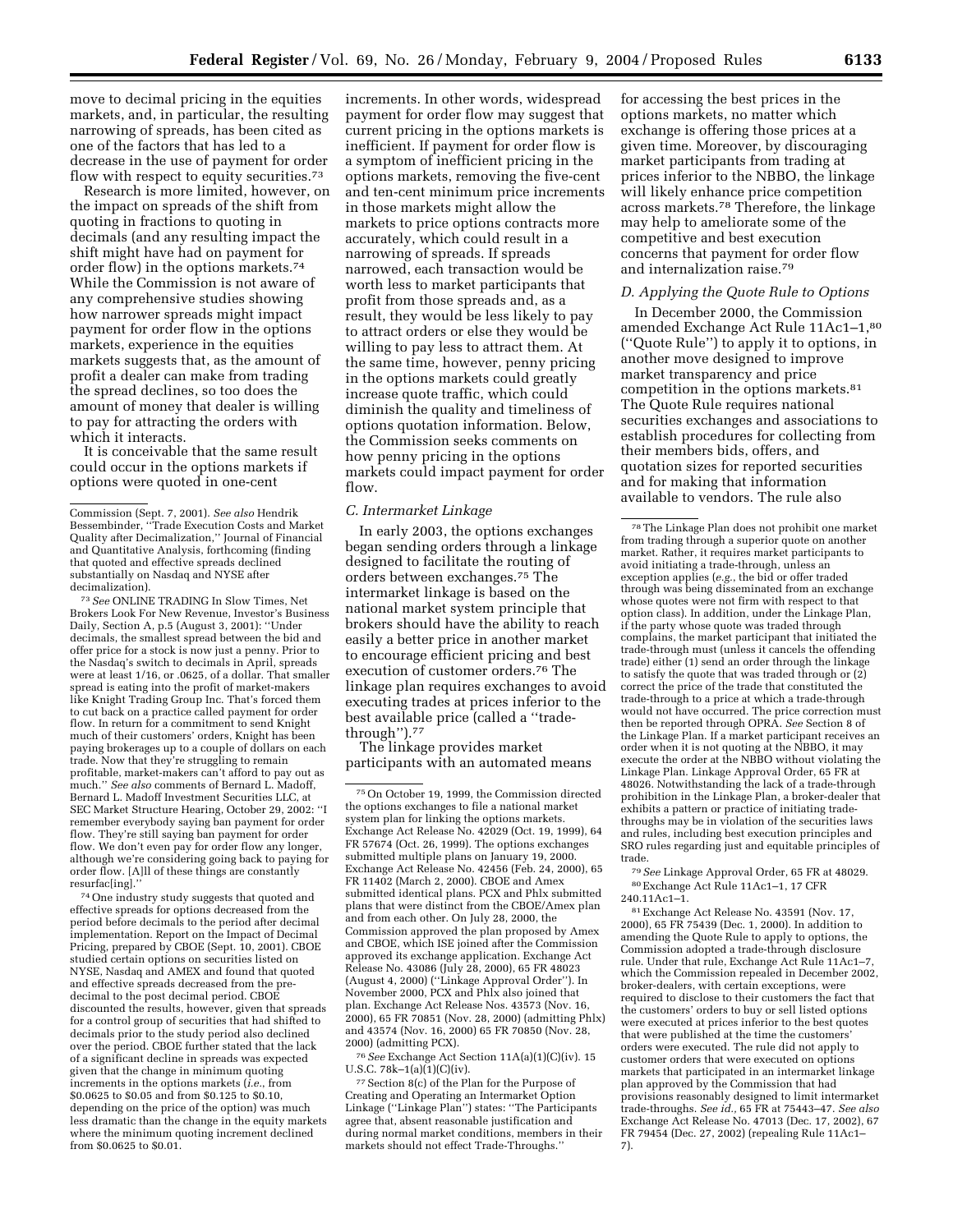move to decimal pricing in the equities markets, and, in particular, the resulting narrowing of spreads, has been cited as one of the factors that has led to a decrease in the use of payment for order flow with respect to equity securities.[73]

Research is more limited, however, on the impact on spreads of the shift from quoting in fractions to quoting in decimals (and any resulting impact the shift might have had on payment for order flow) in the options markets.[74] While the Commission is not aware of any comprehensive studies showing how narrower spreads might impact payment for order flow in the options markets, experience in the equities markets suggests that, as the amount of profit a dealer can make from trading the spread declines, so too does the amount of money that dealer is willing to pay for attracting the orders with which it interacts.

It is conceivable that the same result could occur in the options markets if options were quoted in one-cent increments. In other words, widespread payment for order flow may suggest that current pricing in the options markets is inefficient. If payment for order flow is a symptom of inefficient pricing in the options markets, removing the five-cent and ten-cent minimum price increments in those markets might allow the markets to price options contracts more accurately, which could result in a narrowing of spreads. If spreads narrowed, each transaction would be worth less to market participants that profit from those spreads and, as a result, they would be less likely to pay to attract orders or else they would be willing to pay less to attract them. At the same time, however, penny pricing in the options markets could greatly increase quote traffic, which could diminish the quality and timeliness of options quotation information. Below, the Commission seeks comments on how penny pricing in the options markets could impact payment for order flow.

### C. Intermarket Linkage

In early 2003, the options exchanges began sending orders through a linkage designed to facilitate the routing of orders between exchanges.[75] The intermarket linkage is based on the national market system principle that brokers should have the ability to reach easily a better price in another market to encourage efficient pricing and best execution of customer orders.[76] The linkage plan requires exchanges to avoid executing trades at prices inferior to the best available price (called a "trade-through").[77]

The linkage provides market participants with an automated means for accessing the best prices in the options markets, no matter which exchange is offering those prices at a given time. Moreover, by discouraging market participants from trading at prices inferior to the NBBO, the linkage will likely enhance price competition across markets.[78] Therefore, the linkage may help to ameliorate some of the competitive and best execution concerns that payment for order flow and internalization raise.[79]

### D. Applying the Quote Rule to Options

In December 2000, the Commission amended Exchange Act Rule 11Ac1–1,[80] ("Quote Rule") to apply it to options, in another move designed to improve market transparency and price competition in the options markets.[81] The Quote Rule requires national securities exchanges and associations to establish procedures for collecting from their members bids, offers, and quotation sizes for reported securities and for making that information available to vendors. The rule also

---

Commission (Sept. 7, 2001). *See also* Hendrik Bessembinder, "Trade Execution Costs and Market Quality after Decimalization," Journal of Financial and Quantitative Analysis, forthcoming (finding that quoted and effective spreads declined substantially on Nasdaq and NYSE after decimalization).

[73] *See* ONLINE TRADING In Slow Times, Net Brokers Look For New Revenue, Investor's Business Daily, Section A, p.5 (August 3, 2001): "Under decimals, the smallest spread between the bid and offer price for a stock is now just a penny. Prior to the Nasdaq's switch to decimals in April, spreads were at least 1/16, or .0625, of a dollar. That smaller spread is eating into the profit of market-makers like Knight Trading Group Inc. That's forced them to cut back on a practice called payment for order flow. In return for a commitment to send Knight much of their customers' orders, Knight has been paying brokerages up to a couple of dollars on each trade. Now that they're struggling to remain profitable, market-makers can't afford to pay out as much." *See also* comments of Bernard L. Madoff, Bernard L. Madoff Investment Securities LLC, at SEC Market Structure Hearing, October 29, 2002: "I remember everybody saying ban payment for order flow. They're still saying ban payment for order flow. We don't even pay for order flow any longer, although we're considering going back to paying for order flow. [A]ll of these things are constantly resurfac[ing]."

[74] One industry study suggests that quoted and effective spreads for options decreased from the period before decimals to the period after decimal implementation. Report on the Impact of Decimal Pricing, prepared by CBOE (Sept. 10, 2001). CBOE studied certain options on securities listed on NYSE, Nasdaq and AMEX and found that quoted and effective spreads decreased from the pre-decimal to the post decimal period. CBOE discounted the results, however, given that spreads for a control group of securities that had shifted to decimals prior to the study period also declined over the period. CBOE further stated that the lack of a significant decline in spreads was expected given that the change in minimum quoting increments in the options markets (*i.e.*, from \$0.0625 to \$0.05 and from \$0.125 to \$0.10, depending on the price of the option) was much less dramatic than the change in the equity markets where the minimum quoting increment declined from \$0.0625 to \$0.01.

[75] On October 19, 1999, the Commission directed the options exchanges to file a national market system plan for linking the options markets. Exchange Act Release No. 42029 (Oct. 19, 1999), 64 FR 57674 (Oct. 26, 1999). The options exchanges submitted multiple plans on January 19, 2000. Exchange Act Release No. 42456 (Feb. 24, 2000), 65 FR 11402 (March 2, 2000). CBOE and Amex submitted identical plans. PCX and Phlx submitted plans that were distinct from the CBOE/Amex plan and from each other. On July 28, 2000, the Commission approved the plan proposed by Amex and CBOE, which ISE joined after the Commission approved its exchange application. Exchange Act Release No. 43086 (July 28, 2000), 65 FR 48023 (August 4, 2000) ("Linkage Approval Order"). In November 2000, PCX and Phlx also joined that plan. Exchange Act Release Nos. 43573 (Nov. 16, 2000), 65 FR 70851 (Nov. 28, 2000) (admitting Phlx) and 43574 (Nov. 16, 2000) 65 FR 70850 (Nov. 28, 2000) (admitting PCX).

[76] *See* Exchange Act Section 11A(a)(1)(C)(iv). 15 U.S.C. 78k–1(a)(1)(C)(iv).

[77] Section 8(c) of the Plan for the Purpose of Creating and Operating an Intermarket Option Linkage ("Linkage Plan") states: "The Participants agree that, absent reasonable justification and during normal market conditions, members in their markets should not effect Trade-Throughs."

[78] The Linkage Plan does not prohibit one market from trading through a superior quote on another market. Rather, it requires market participants to avoid initiating a trade-through, unless an exception applies (*e.g.*, the bid or offer traded through was being disseminated from an exchange whose quotes were not firm with respect to that option class). In addition, under the Linkage Plan, if the party whose quote was traded through complains, the market participant that initiated the trade-through must (unless it cancels the offending trade) either (1) send an order through the linkage to satisfy the quote that was traded through or (2) correct the price of the trade that constituted the trade-through to a price at which a trade-through would not have occurred. The price correction must then be reported through OPRA. *See* Section 8 of the Linkage Plan. If a market participant receives an order when it is not quoting at the NBBO, it may execute the order at the NBBO without violating the Linkage Plan. Linkage Approval Order, 65 FR at 48026. Notwithstanding the lack of a trade-through prohibition in the Linkage Plan, a broker-dealer that exhibits a pattern or practice of initiating trade-throughs may be in violation of the securities laws and rules, including best execution principles and SRO rules regarding just and equitable principles of trade.

[79] *See* Linkage Approval Order, 65 FR at 48029.

[80] Exchange Act Rule 11Ac1–1, 17 CFR 240.11Ac1–1.

[81] Exchange Act Release No. 43591 (Nov. 17, 2000), 65 FR 75439 (Dec. 1, 2000). In addition to amending the Quote Rule to apply to options, the Commission adopted a trade-through disclosure rule. Under that rule, Exchange Act Rule 11Ac1–7, which the Commission repealed in December 2002, broker-dealers, with certain exceptions, were required to disclose to their customers the fact that the customers' orders to buy or sell listed options were executed at prices inferior to the best quotes that were published at the time the customers' orders were executed. The rule did not apply to customer orders that were executed on options markets that participated in an intermarket linkage plan approved by the Commission that had provisions reasonably designed to limit intermarket trade-throughs. *See id.*, 65 FR at 75443–47. *See also* Exchange Act Release No. 47013 (Dec. 17, 2002), 67 FR 79454 (Dec. 27, 2002) (repealing Rule 11Ac1–7).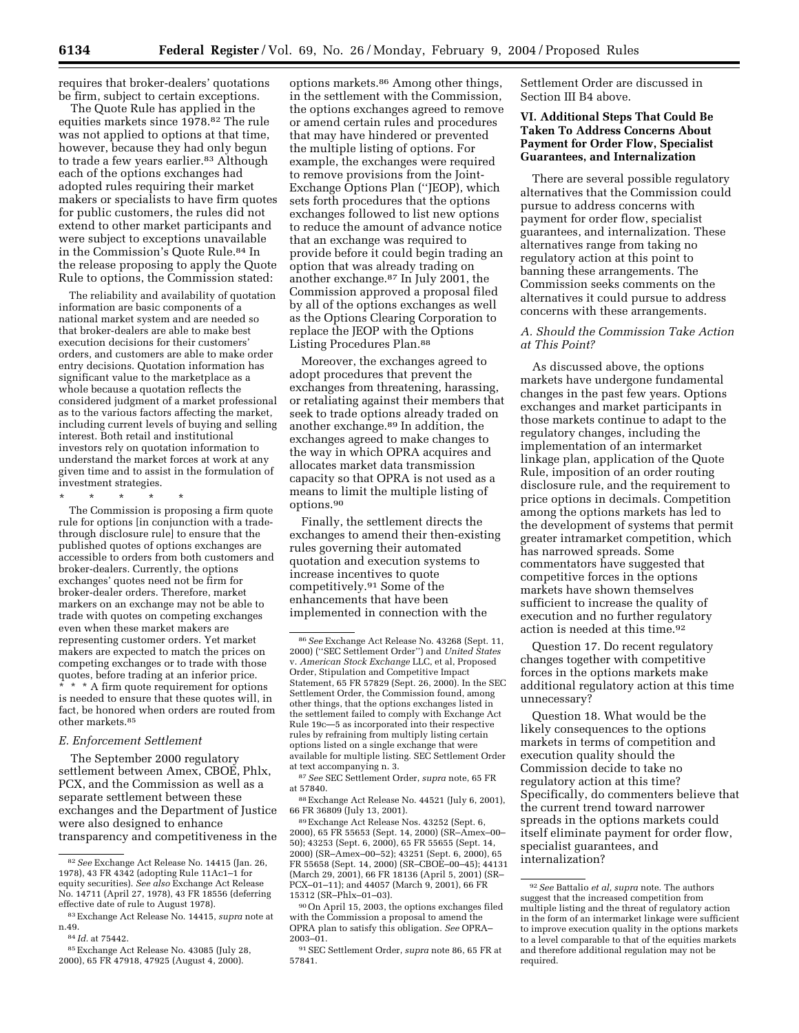requires that broker-dealers' quotations be firm, subject to certain exceptions.

The Quote Rule has applied in the equities markets since 1978.[82] The rule was not applied to options at that time, however, because they had only begun to trade a few years earlier.[83] Although each of the options exchanges had adopted rules requiring their market makers or specialists to have firm quotes for public customers, the rules did not extend to other market participants and were subject to exceptions unavailable in the Commission's Quote Rule.[84] In the release proposing to apply the Quote Rule to options, the Commission stated:

> The reliability and availability of quotation information are basic components of a national market system and are needed so that broker-dealers are able to make best execution decisions for their customers' orders, and customers are able to make order entry decisions. Quotation information has significant value to the marketplace as a whole because a quotation reflects the considered judgment of a market professional as to the various factors affecting the market, including current levels of buying and selling interest. Both retail and institutional investors rely on quotation information to understand the market forces at work at any given time and to assist in the formulation of investment strategies.
>
> \* \* \* \* \*
>
> The Commission is proposing a firm quote rule for options [in conjunction with a trade-through disclosure rule] to ensure that the published quotes of options exchanges are accessible to orders from both customers and broker-dealers. Currently, the options exchanges' quotes need not be firm for broker-dealer orders. Therefore, market markers on an exchange may not be able to trade with quotes on competing exchanges even when these market makers are representing customer orders. Yet market makers are expected to match the prices on competing exchanges or to trade with those quotes, before trading at an inferior price. \* \* \* A firm quote requirement for options is needed to ensure that these quotes will, in fact, be honored when orders are routed from other markets.[85]

### E. Enforcement Settlement

The September 2000 regulatory settlement between Amex, CBOE, Phlx, PCX, and the Commission as well as a separate settlement between these exchanges and the Department of Justice were also designed to enhance transparency and competitiveness in the options markets.[86] Among other things, in the settlement with the Commission, the options exchanges agreed to remove or amend certain rules and procedures that may have hindered or prevented the multiple listing of options. For example, the exchanges were required to remove provisions from the Joint-Exchange Options Plan (''JEOP), which sets forth procedures that the options exchanges followed to list new options to reduce the amount of advance notice that an exchange was required to provide before it could begin trading an option that was already trading on another exchange.[87] In July 2001, the Commission approved a proposal filed by all of the options exchanges as well as the Options Clearing Corporation to replace the JEOP with the Options Listing Procedures Plan.[88]

Moreover, the exchanges agreed to adopt procedures that prevent the exchanges from threatening, harassing, or retaliating against their members that seek to trade options already traded on another exchange.[89] In addition, the exchanges agreed to make changes to the way in which OPRA acquires and allocates market data transmission capacity so that OPRA is not used as a means to limit the multiple listing of options.[90]

Finally, the settlement directs the exchanges to amend their then-existing rules governing their automated quotation and execution systems to increase incentives to quote competitively.[91] Some of the enhancements that have been implemented in connection with the Settlement Order are discussed in Section III B4 above.

## VI. Additional Steps That Could Be Taken To Address Concerns About Payment for Order Flow, Specialist Guarantees, and Internalization

There are several possible regulatory alternatives that the Commission could pursue to address concerns with payment for order flow, specialist guarantees, and internalization. These alternatives range from taking no regulatory action at this point to banning these arrangements. The Commission seeks comments on the alternatives it could pursue to address concerns with these arrangements.

### A. Should the Commission Take Action at This Point?

As discussed above, the options markets have undergone fundamental changes in the past few years. Options exchanges and market participants in those markets continue to adapt to the regulatory changes, including the implementation of an intermarket linkage plan, application of the Quote Rule, imposition of an order routing disclosure rule, and the requirement to price options in decimals. Competition among the options markets has led to the development of systems that permit greater intramarket competition, which has narrowed spreads. Some commentators have suggested that competitive forces in the options markets have shown themselves sufficient to increase the quality of execution and no further regulatory action is needed at this time.[92]

Question 17. Do recent regulatory changes together with competitive forces in the options markets make additional regulatory action at this time unnecessary?

Question 18. What would be the likely consequences to the options markets in terms of competition and execution quality should the Commission decide to take no regulatory action at this time? Specifically, do commenters believe that the current trend toward narrower spreads in the options markets could itself eliminate payment for order flow, specialist guarantees, and internalization?

---

[82] *See* Exchange Act Release No. 14415 (Jan. 26, 1978), 43 FR 4342 (adopting Rule 11Ac1–1 for equity securities). *See also* Exchange Act Release No. 14711 (April 27, 1978), 43 FR 18556 (deferring effective date of rule to August 1978).

[83] Exchange Act Release No. 14415, *supra* note at n.49.

[84] *Id.* at 75442.

[85] Exchange Act Release No. 43085 (July 28, 2000), 65 FR 47918, 47925 (August 4, 2000).

[86] *See* Exchange Act Release No. 43268 (Sept. 11, 2000) (''SEC Settlement Order'') and *United States* v. *American Stock Exchange* LLC, et al, Proposed Order, Stipulation and Competitive Impact Statement, 65 FR 57829 (Sept. 26, 2000). In the SEC Settlement Order, the Commission found, among other things, that the options exchanges listed in the settlement failed to comply with Exchange Act Rule 19c—5 as incorporated into their respective rules by refraining from multiply listing certain options listed on a single exchange that were available for multiple listing. SEC Settlement Order at text accompanying n. 3.

[87] *See* SEC Settlement Order, *supra* note, 65 FR at 57840.

[88] Exchange Act Release No. 44521 (July 6, 2001), 66 FR 36809 (July 13, 2001).

[89] Exchange Act Release Nos. 43252 (Sept. 6, 2000), 65 FR 55653 (Sept. 14, 2000) (SR–Amex–00–50); 43253 (Sept. 6, 2000), 65 FR 55655 (Sept. 14, 2000) (SR–Amex–00–52); 43251 (Sept. 6, 2000), 65 FR 55658 (Sept. 14, 2000) (SR–CBOE–00–45); 44131 (March 29, 2001), 66 FR 18136 (April 5, 2001) (SR–PCX–01–11); and 44057 (March 9, 2001), 66 FR 15312 (SR–Phlx–01–03).

[90] On April 15, 2003, the options exchanges filed with the Commission a proposal to amend the OPRA plan to satisfy this obligation. *See* OPRA–2003–01.

[91] SEC Settlement Order, *supra* note 86, 65 FR at 57841.

[92] *See* Battalio *et al, supra* note. The authors suggest that the increased competition from multiple listing and the threat of regulatory action in the form of an intermarket linkage were sufficient to improve execution quality in the options markets to a level comparable to that of the equities markets and therefore additional regulation may not be required.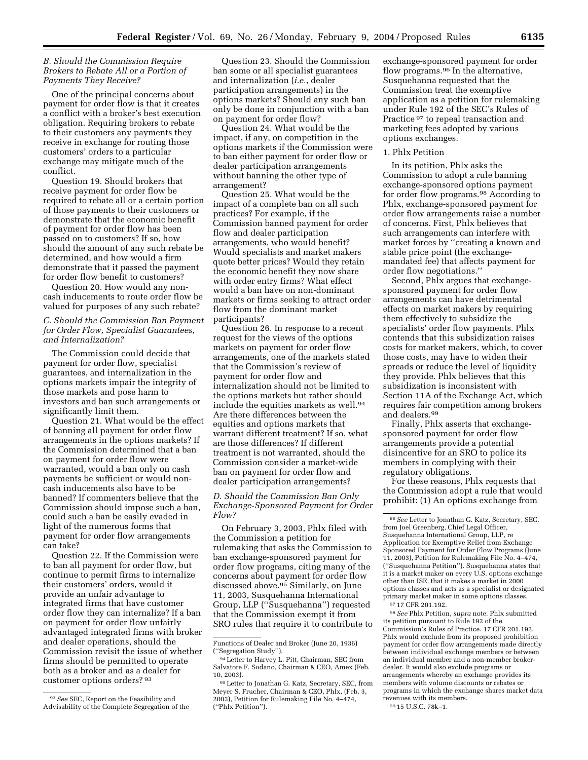### B. Should the Commission Require Brokers to Rebate All or a Portion of Payments They Receive?

One of the principal concerns about payment for order flow is that it creates a conflict with a broker's best execution obligation. Requiring brokers to rebate to their customers any payments they receive in exchange for routing those customers' orders to a particular exchange may mitigate much of the conflict.

Question 19. Should brokers that receive payment for order flow be required to rebate all or a certain portion of those payments to their customers or demonstrate that the economic benefit of payment for order flow has been passed on to customers? If so, how should the amount of any such rebate be determined, and how would a firm demonstrate that it passed the payment for order flow benefit to customers?

Question 20. How would any non-cash inducements to route order flow be valued for purposes of any such rebate?

### C. Should the Commission Ban Payment for Order Flow, Specialist Guarantees, and Internalization?

The Commission could decide that payment for order flow, specialist guarantees, and internalization in the options markets impair the integrity of those markets and pose harm to investors and ban such arrangements or significantly limit them.

Question 21. What would be the effect of banning all payment for order flow arrangements in the options markets? If the Commission determined that a ban on payment for order flow were warranted, would a ban only on cash payments be sufficient or would non-cash inducements also have to be banned? If commenters believe that the Commission should impose such a ban, could such a ban be easily evaded in light of the numerous forms that payment for order flow arrangements can take?

Question 22. If the Commission were to ban all payment for order flow, but continue to permit firms to internalize their customers' orders, would it provide an unfair advantage to integrated firms that have customer order flow they can internalize? If a ban on payment for order flow unfairly advantaged integrated firms with broker and dealer operations, should the Commission revisit the issue of whether firms should be permitted to operate both as a broker and as a dealer for customer options orders? [93]

Question 23. Should the Commission ban some or all specialist guarantees and internalization (*i.e.*, dealer participation arrangements) in the options markets? Should any such ban only be done in conjunction with a ban on payment for order flow?

Question 24. What would be the impact, if any, on competition in the options markets if the Commission were to ban either payment for order flow or dealer participation arrangements without banning the other type of arrangement?

Question 25. What would be the impact of a complete ban on all such practices? For example, if the Commission banned payment for order flow and dealer participation arrangements, who would benefit? Would specialists and market makers quote better prices? Would they retain the economic benefit they now share with order entry firms? What effect would a ban have on non-dominant markets or firms seeking to attract order flow from the dominant market participants?

Question 26. In response to a recent request for the views of the options markets on payment for order flow arrangements, one of the markets stated that the Commission's review of payment for order flow and internalization should not be limited to the options markets but rather should include the equities markets as well.[94] Are there differences between the equities and options markets that warrant different treatment? If so, what are those differences? If different treatment is not warranted, should the Commission consider a market-wide ban on payment for order flow and dealer participation arrangements?

### D. Should the Commission Ban Only Exchange-Sponsored Payment for Order Flow?

On February 3, 2003, Phlx filed with the Commission a petition for rulemaking that asks the Commission to ban exchange-sponsored payment for order flow programs, citing many of the concerns about payment for order flow discussed above.[95] Similarly, on June 11, 2003, Susquehanna International Group, LLP (''Susquehanna'') requested that the Commission exempt it from SRO rules that require it to contribute to exchange-sponsored payment for order flow programs.[96] In the alternative, Susquehanna requested that the Commission treat the exemptive application as a petition for rulemaking under Rule 192 of the SEC's Rules of Practice [97] to repeal transaction and marketing fees adopted by various options exchanges.

#### 1. Phlx Petition

In its petition, Phlx asks the Commission to adopt a rule banning exchange-sponsored options payment for order flow programs.[98] According to Phlx, exchange-sponsored payment for order flow arrangements raise a number of concerns. First, Phlx believes that such arrangements can interfere with market forces by ''creating a known and stable price point (the exchange-mandated fee) that affects payment for order flow negotiations.''

Second, Phlx argues that exchange-sponsored payment for order flow arrangements can have detrimental effects on market makers by requiring them effectively to subsidize the specialists' order flow payments. Phlx contends that this subsidization raises costs for market makers, which, to cover those costs, may have to widen their spreads or reduce the level of liquidity they provide. Phlx believes that this subsidization is inconsistent with Section 11A of the Exchange Act, which requires fair competition among brokers and dealers.[99]

Finally, Phlx asserts that exchange-sponsored payment for order flow arrangements provide a potential disincentive for an SRO to police its members in complying with their regulatory obligations.

For these reasons, Phlx requests that the Commission adopt a rule that would prohibit: (1) An options exchange from

---

[93] *See* SEC, Report on the Feasibility and Advisability of the Complete Segregation of the Functions of Dealer and Broker (June 20, 1936) (''Segregation Study'').

[94] Letter to Harvey L. Pitt, Chairman, SEC from Salvatore F. Sodano, Chairman & CEO, Amex (Feb. 10, 2003).

[95] Letter to Jonathan G. Katz, Secretary, SEC, from Meyer S. Frucher, Chairman & CEO, Phlx, (Feb. 3, 2003), Petition for Rulemaking File No. 4–474, (''Phlx Petition'').

[96] *See* Letter to Jonathan G. Katz, Secretary, SEC, from Joel Greenberg, Chief Legal Officer, Susquehanna International Group, LLP, re Application for Exemptive Relief from Exchange Sponsored Payment for Order Flow Programs (June 11, 2003), Petition for Rulemaking File No. 4–474, (''Susquehanna Petition''). Susquehanna states that it is a market maker on every U.S. options exchange other than ISE, that it makes a market in 2000 options classes and acts as a specialist or designated primary market maker in some options classes.

[97] 17 CFR 201.192.

[98] *See* Phlx Petition, *supra* note. Phlx submitted its petition pursuant to Rule 192 of the Commission's Rules of Practice. 17 CFR 201.192. Phlx would exclude from its proposed prohibition payment for order flow arrangements made directly between individual exchange members or between an individual member and a non-member broker-dealer. It would also exclude programs or arrangements whereby an exchange provides its members with volume discounts or rebates or programs in which the exchange shares market data revenues with its members.

[99] 15 U.S.C. 78k–1.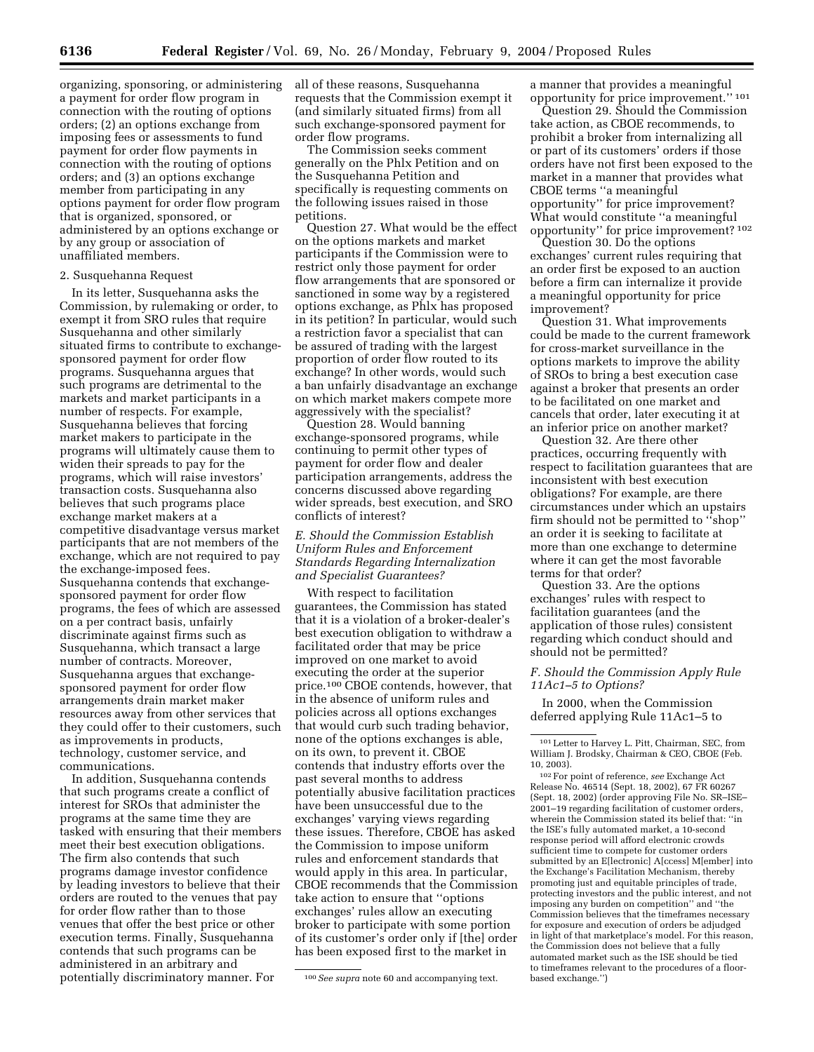organizing, sponsoring, or administering a payment for order flow program in connection with the routing of options orders; (2) an options exchange from imposing fees or assessments to fund payment for order flow payments in connection with the routing of options orders; and (3) an options exchange member from participating in any options payment for order flow program that is organized, sponsored, or administered by an options exchange or by any group or association of unaffiliated members.

2. Susquehanna Request

In its letter, Susquehanna asks the Commission, by rulemaking or order, to exempt it from SRO rules that require Susquehanna and other similarly situated firms to contribute to exchange-sponsored payment for order flow programs. Susquehanna argues that such programs are detrimental to the markets and market participants in a number of respects. For example, Susquehanna believes that forcing market makers to participate in the programs will ultimately cause them to widen their spreads to pay for the programs, which will raise investors' transaction costs. Susquehanna also believes that such programs place exchange market makers at a competitive disadvantage versus market participants that are not members of the exchange, which are not required to pay the exchange-imposed fees. Susquehanna contends that exchange-sponsored payment for order flow programs, the fees of which are assessed on a per contract basis, unfairly discriminate against firms such as Susquehanna, which transact a large number of contracts. Moreover, Susquehanna argues that exchange-sponsored payment for order flow arrangements drain market maker resources away from other services that they could offer to their customers, such as improvements in products, technology, customer service, and communications.

In addition, Susquehanna contends that such programs create a conflict of interest for SROs that administer the programs at the same time they are tasked with ensuring that their members meet their best execution obligations. The firm also contends that such programs damage investor confidence by leading investors to believe that their orders are routed to the venues that pay for order flow rather than to those venues that offer the best price or other execution terms. Finally, Susquehanna contends that such programs can be administered in an arbitrary and potentially discriminatory manner. For all of these reasons, Susquehanna requests that the Commission exempt it (and similarly situated firms) from all such exchange-sponsored payment for order flow programs.

The Commission seeks comment generally on the Phlx Petition and on the Susquehanna Petition and specifically is requesting comments on the following issues raised in those petitions.

Question 27. What would be the effect on the options markets and market participants if the Commission were to restrict only those payment for order flow arrangements that are sponsored or sanctioned in some way by a registered options exchange, as Phlx has proposed in its petition? In particular, would such a restriction favor a specialist that can be assured of trading with the largest proportion of order flow routed to its exchange? In other words, would such a ban unfairly disadvantage an exchange on which market makers compete more aggressively with the specialist?

Question 28. Would banning exchange-sponsored programs, while continuing to permit other types of payment for order flow and dealer participation arrangements, address the concerns discussed above regarding wider spreads, best execution, and SRO conflicts of interest?

### *E. Should the Commission Establish Uniform Rules and Enforcement Standards Regarding Internalization and Specialist Guarantees?*

With respect to facilitation guarantees, the Commission has stated that it is a violation of a broker-dealer's best execution obligation to withdraw a facilitated order that may be price improved on one market to avoid executing the order at the superior price.[100] CBOE contends, however, that in the absence of uniform rules and policies across all options exchanges that would curb such trading behavior, none of the options exchanges is able, on its own, to prevent it. CBOE contends that industry efforts over the past several months to address potentially abusive facilitation practices have been unsuccessful due to the exchanges' varying views regarding these issues. Therefore, CBOE has asked the Commission to impose uniform rules and enforcement standards that would apply in this area. In particular, CBOE recommends that the Commission take action to ensure that "options exchanges' rules allow an executing broker to participate with some portion of its customer's order only if [the] order has been exposed first to the market in a manner that provides a meaningful opportunity for price improvement." [101]

Question 29. Should the Commission take action, as CBOE recommends, to prohibit a broker from internalizing all or part of its customers' orders if those orders have not first been exposed to the market in a manner that provides what CBOE terms "a meaningful opportunity" for price improvement? What would constitute "a meaningful opportunity" for price improvement? [102]

Question 30. Do the options exchanges' current rules requiring that an order first be exposed to an auction before a firm can internalize it provide a meaningful opportunity for price improvement?

Question 31. What improvements could be made to the current framework for cross-market surveillance in the options markets to improve the ability of SROs to bring a best execution case against a broker that presents an order to be facilitated on one market and cancels that order, later executing it at an inferior price on another market?

Question 32. Are there other practices, occurring frequently with respect to facilitation guarantees that are inconsistent with best execution obligations? For example, are there circumstances under which an upstairs firm should not be permitted to "shop" an order it is seeking to facilitate at more than one exchange to determine where it can get the most favorable terms for that order?

Question 33. Are the options exchanges' rules with respect to facilitation guarantees (and the application of those rules) consistent regarding which conduct should and should not be permitted?

### *F. Should the Commission Apply Rule 11Ac1–5 to Options?*

In 2000, when the Commission deferred applying Rule 11Ac1–5 to

---

[100] *See supra* note 60 and accompanying text.

[101] Letter to Harvey L. Pitt, Chairman, SEC, from William J. Brodsky, Chairman & CEO, CBOE (Feb. 10, 2003).

[102] For point of reference, *see* Exchange Act Release No. 46514 (Sept. 18, 2002), 67 FR 60267 (Sept. 18, 2002) (order approving File No. SR–ISE–2001–19 regarding facilitation of customer orders, wherein the Commission stated its belief that: "in the ISE's fully automated market, a 10-second response period will afford electronic crowds sufficient time to compete for customer orders submitted by an E[lectronic] A[ccess] M[ember] into the Exchange's Facilitation Mechanism, thereby promoting just and equitable principles of trade, protecting investors and the public interest, and not imposing any burden on competition" and "the Commission believes that the timeframes necessary for exposure and execution of orders be adjudged in light of that marketplace's model. For this reason, the Commission does not believe that a fully automated market such as the ISE should be tied to timeframes relevant to the procedures of a floor-based exchange.")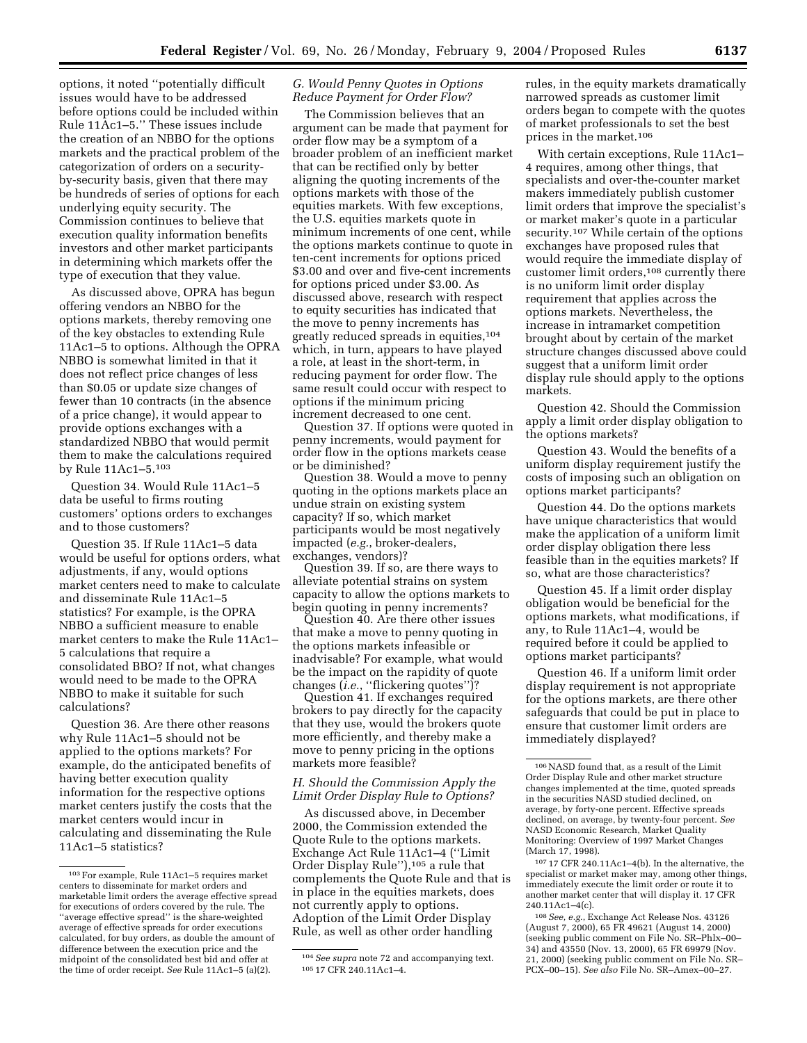options, it noted ''potentially difficult issues would have to be addressed before options could be included within Rule 11Ac1–5.'' These issues include the creation of an NBBO for the options markets and the practical problem of the categorization of orders on a security-by-security basis, given that there may be hundreds of series of options for each underlying equity security. The Commission continues to believe that execution quality information benefits investors and other market participants in determining which markets offer the type of execution that they value.

As discussed above, OPRA has begun offering vendors an NBBO for the options markets, thereby removing one of the key obstacles to extending Rule 11Ac1–5 to options. Although the OPRA NBBO is somewhat limited in that it does not reflect price changes of less than \$0.05 or update size changes of fewer than 10 contracts (in the absence of a price change), it would appear to provide options exchanges with a standardized NBBO that would permit them to make the calculations required by Rule 11Ac1–5.[103]

Question 34. Would Rule 11Ac1–5 data be useful to firms routing customers' options orders to exchanges and to those customers?

Question 35. If Rule 11Ac1–5 data would be useful for options orders, what adjustments, if any, would options market centers need to make to calculate and disseminate Rule 11Ac1–5 statistics? For example, is the OPRA NBBO a sufficient measure to enable market centers to make the Rule 11Ac1–5 calculations that require a consolidated BBO? If not, what changes would need to be made to the OPRA NBBO to make it suitable for such calculations?

Question 36. Are there other reasons why Rule 11Ac1–5 should not be applied to the options markets? For example, do the anticipated benefits of having better execution quality information for the respective options market centers justify the costs that the market centers would incur in calculating and disseminating the Rule 11Ac1–5 statistics?

### G. Would Penny Quotes in Options Reduce Payment for Order Flow?

The Commission believes that an argument can be made that payment for order flow may be a symptom of a broader problem of an inefficient market that can be rectified only by better aligning the quoting increments of the options markets with those of the equities markets. With few exceptions, the U.S. equities markets quote in minimum increments of one cent, while the options markets continue to quote in ten-cent increments for options priced \$3.00 and over and five-cent increments for options priced under \$3.00. As discussed above, research with respect to equity securities has indicated that the move to penny increments has greatly reduced spreads in equities,[104] which, in turn, appears to have played a role, at least in the short-term, in reducing payment for order flow. The same result could occur with respect to options if the minimum pricing increment decreased to one cent.

Question 37. If options were quoted in penny increments, would payment for order flow in the options markets cease or be diminished?

Question 38. Would a move to penny quoting in the options markets place an undue strain on existing system capacity? If so, which market participants would be most negatively impacted (*e.g.*, broker-dealers, exchanges, vendors)?

Question 39. If so, are there ways to alleviate potential strains on system capacity to allow the options markets to begin quoting in penny increments?

Question 40. Are there other issues that make a move to penny quoting in the options markets infeasible or inadvisable? For example, what would be the impact on the rapidity of quote changes (*i.e.*, ''flickering quotes'')?

Question 41. If exchanges required brokers to pay directly for the capacity that they use, would the brokers quote more efficiently, and thereby make a move to penny pricing in the options markets more feasible?

### H. Should the Commission Apply the Limit Order Display Rule to Options?

As discussed above, in December 2000, the Commission extended the Quote Rule to the options markets. Exchange Act Rule 11Ac1–4 (''Limit Order Display Rule''),[105] a rule that complements the Quote Rule and that is in place in the equities markets, does not currently apply to options. Adoption of the Limit Order Display Rule, as well as other order handling rules, in the equity markets dramatically narrowed spreads as customer limit orders began to compete with the quotes of market professionals to set the best prices in the market.[106]

With certain exceptions, Rule 11Ac1–4 requires, among other things, that specialists and over-the-counter market makers immediately publish customer limit orders that improve the specialist's or market maker's quote in a particular security.[107] While certain of the options exchanges have proposed rules that would require the immediate display of customer limit orders,[108] currently there is no uniform limit order display requirement that applies across the options markets. Nevertheless, the increase in intramarket competition brought about by certain of the market structure changes discussed above could suggest that a uniform limit order display rule should apply to the options markets.

Question 42. Should the Commission apply a limit order display obligation to the options markets?

Question 43. Would the benefits of a uniform display requirement justify the costs of imposing such an obligation on options market participants?

Question 44. Do the options markets have unique characteristics that would make the application of a uniform limit order display obligation there less feasible than in the equities markets? If so, what are those characteristics?

Question 45. If a limit order display obligation would be beneficial for the options markets, what modifications, if any, to Rule 11Ac1–4, would be required before it could be applied to options market participants?

Question 46. If a uniform limit order display requirement is not appropriate for the options markets, are there other safeguards that could be put in place to ensure that customer limit orders are immediately displayed?

---

[103] For example, Rule 11Ac1–5 requires market centers to disseminate for market orders and marketable limit orders the average effective spread for executions of orders covered by the rule. The ''average effective spread'' is the share-weighted average of effective spreads for order executions calculated, for buy orders, as double the amount of difference between the execution price and the midpoint of the consolidated best bid and offer at the time of order receipt. *See* Rule 11Ac1–5 (a)(2).

[104] *See supra* note 72 and accompanying text.

[105] 17 CFR 240.11Ac1–4.

[106] NASD found that, as a result of the Limit Order Display Rule and other market structure changes implemented at the time, quoted spreads in the securities NASD studied declined, on average, by forty-one percent. Effective spreads declined, on average, by twenty-four percent. *See* NASD Economic Research, Market Quality Monitoring: Overview of 1997 Market Changes (March 17, 1998).

[107] 17 CFR 240.11Ac1–4(b). In the alternative, the specialist or market maker may, among other things, immediately execute the limit order or route it to another market center that will display it. 17 CFR 240.11Ac1–4(c).

[108] *See, e.g.*, Exchange Act Release Nos. 43126 (August 7, 2000), 65 FR 49621 (August 14, 2000) (seeking public comment on File No. SR–Phlx–00–34) and 43550 (Nov. 13, 2000), 65 FR 69979 (Nov. 21, 2000) (seeking public comment on File No. SR–PCX–00–15). *See also* File No. SR–Amex–00–27.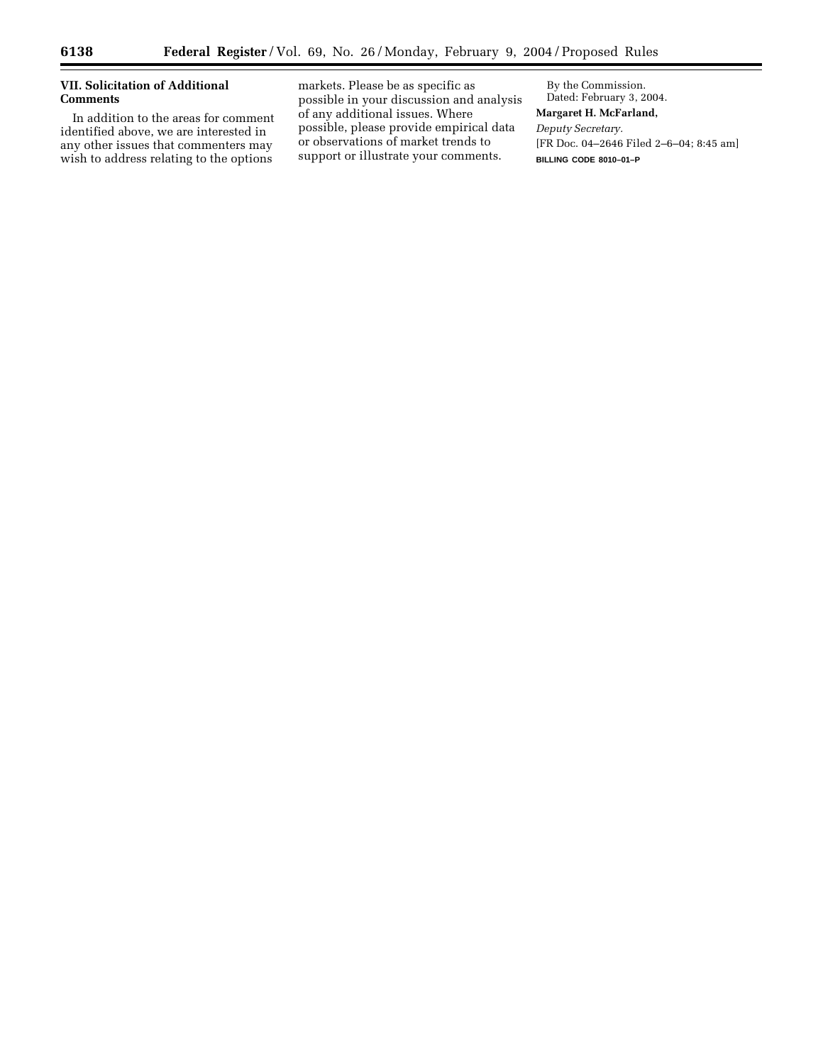## VII. Solicitation of Additional Comments

In addition to the areas for comment identified above, we are interested in any other issues that commenters may wish to address relating to the options markets. Please be as specific as possible in your discussion and analysis of any additional issues. Where possible, please provide empirical data or observations of market trends to support or illustrate your comments.

By the Commission.

Dated: February 3, 2004.

**Margaret H. McFarland,**

*Deputy Secretary.*

[FR Doc. 04–2646 Filed 2–6–04; 8:45 am]

**BILLING CODE 8010–01–P**